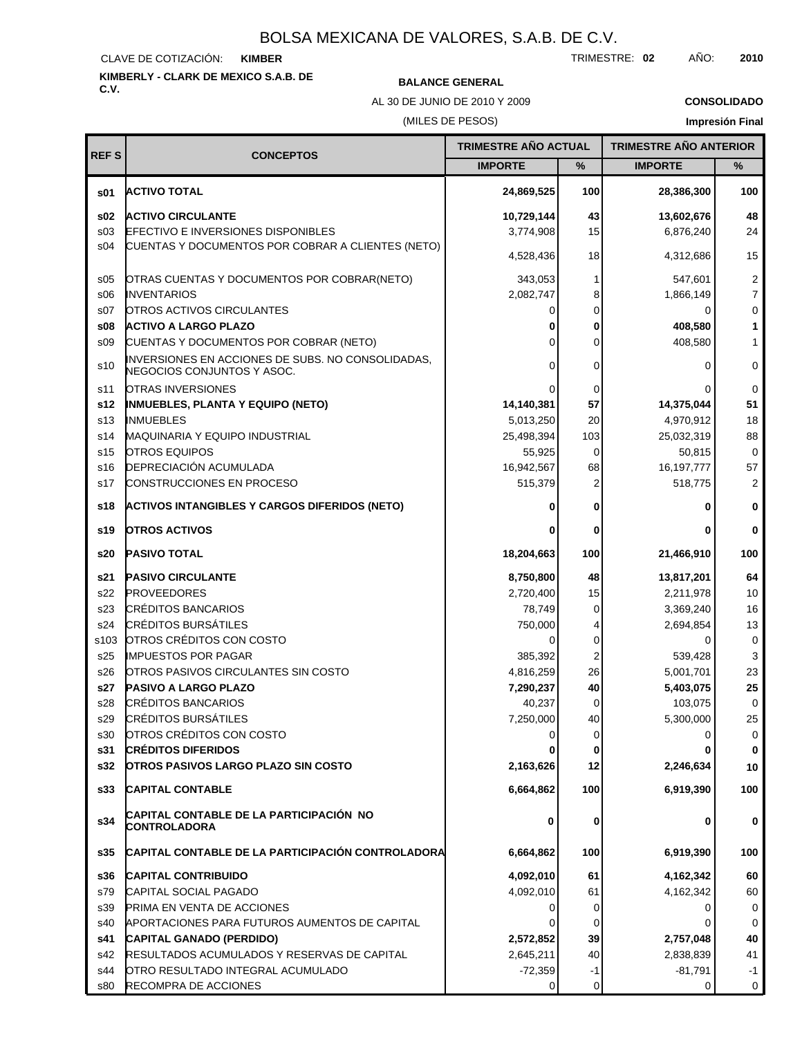# BOLSA MEXICANA DE VALORES, S.A.B. DE C.V.

CLAVE DE COTIZACIÓN: **KIMBER**

TRIMESTRE: **02** AÑO: **2010**

**KIMBERLY - CLARK DE MEXICO S.A.B. DE C.V.**

**BALANCE GENERAL**

AL 30 DE JUNIO DE 2010 Y 2009

**CONSOLIDADO**

(MILES DE PESOS)

**Impresión Final**

| REF S | CONCEPTOS | TRIMESTRE AÑO ACTUAL | | TRIMESTRE AÑO ANTERIOR | |
|---|---|---|---|---|---|
| | | IMPORTE | % | IMPORTE | % |
| **s01** | **ACTIVO TOTAL** | **24,869,525** | **100** | **28,386,300** | **100** |
| **s02** | **ACTIVO CIRCULANTE** | **10,729,144** | **43** | **13,602,676** | **48** |
| s03 | EFECTIVO E INVERSIONES DISPONIBLES | 3,774,908 | 15 | 6,876,240 | 24 |
| s04 | CUENTAS Y DOCUMENTOS POR COBRAR A CLIENTES (NETO) | 4,528,436 | 18 | 4,312,686 | 15 |
| s05 | OTRAS CUENTAS Y DOCUMENTOS POR COBRAR(NETO) | 343,053 | 1 | 547,601 | 2 |
| s06 | INVENTARIOS | 2,082,747 | 8 | 1,866,149 | 7 |
| s07 | OTROS ACTIVOS CIRCULANTES | 0 | 0 | 0 | 0 |
| **s08** | **ACTIVO A LARGO PLAZO** | **0** | **0** | **408,580** | **1** |
| s09 | CUENTAS Y DOCUMENTOS POR COBRAR (NETO) | 0 | 0 | 408,580 | 1 |
| s10 | INVERSIONES EN ACCIONES DE SUBS. NO CONSOLIDADAS, NEGOCIOS CONJUNTOS Y ASOC. | 0 | 0 | 0 | 0 |
| s11 | OTRAS INVERSIONES | 0 | 0 | 0 | 0 |
| **s12** | **INMUEBLES, PLANTA Y EQUIPO (NETO)** | **14,140,381** | **57** | **14,375,044** | **51** |
| s13 | INMUEBLES | 5,013,250 | 20 | 4,970,912 | 18 |
| s14 | MAQUINARIA Y EQUIPO INDUSTRIAL | 25,498,394 | 103 | 25,032,319 | 88 |
| s15 | OTROS EQUIPOS | 55,925 | 0 | 50,815 | 0 |
| s16 | DEPRECIACIÓN ACUMULADA | 16,942,567 | 68 | 16,197,777 | 57 |
| s17 | CONSTRUCCIONES EN PROCESO | 515,379 | 2 | 518,775 | 2 |
| **s18** | **ACTIVOS INTANGIBLES Y CARGOS DIFERIDOS (NETO)** | **0** | **0** | **0** | **0** |
| **s19** | **OTROS ACTIVOS** | **0** | **0** | **0** | **0** |
| **s20** | **PASIVO TOTAL** | **18,204,663** | **100** | **21,466,910** | **100** |
| **s21** | **PASIVO CIRCULANTE** | **8,750,800** | **48** | **13,817,201** | **64** |
| s22 | PROVEEDORES | 2,720,400 | 15 | 2,211,978 | 10 |
| s23 | CRÉDITOS BANCARIOS | 78,749 | 0 | 3,369,240 | 16 |
| s24 | CRÉDITOS BURSÁTILES | 750,000 | 4 | 2,694,854 | 13 |
| s103 | OTROS CRÉDITOS CON COSTO | 0 | 0 | 0 | 0 |
| s25 | IMPUESTOS POR PAGAR | 385,392 | 2 | 539,428 | 3 |
| s26 | OTROS PASIVOS CIRCULANTES SIN COSTO | 4,816,259 | 26 | 5,001,701 | 23 |
| **s27** | **PASIVO A LARGO PLAZO** | **7,290,237** | **40** | **5,403,075** | **25** |
| s28 | CRÉDITOS BANCARIOS | 40,237 | 0 | 103,075 | 0 |
| s29 | CRÉDITOS BURSÁTILES | 7,250,000 | 40 | 5,300,000 | 25 |
| s30 | OTROS CRÉDITOS CON COSTO | 0 | 0 | 0 | 0 |
| **s31** | **CRÉDITOS DIFERIDOS** | **0** | **0** | **0** | **0** |
| **s32** | **OTROS PASIVOS LARGO PLAZO SIN COSTO** | **2,163,626** | **12** | **2,246,634** | **10** |
| **s33** | **CAPITAL CONTABLE** | **6,664,862** | **100** | **6,919,390** | **100** |
| **s34** | **CAPITAL CONTABLE DE LA PARTICIPACIÓN NO CONTROLADORA** | **0** | **0** | **0** | **0** |
| **s35** | **CAPITAL CONTABLE DE LA PARTICIPACIÓN CONTROLADORA** | **6,664,862** | **100** | **6,919,390** | **100** |
| **s36** | **CAPITAL CONTRIBUIDO** | **4,092,010** | **61** | **4,162,342** | **60** |
| s79 | CAPITAL SOCIAL PAGADO | 4,092,010 | 61 | 4,162,342 | 60 |
| s39 | PRIMA EN VENTA DE ACCIONES | 0 | 0 | 0 | 0 |
| s40 | APORTACIONES PARA FUTUROS AUMENTOS DE CAPITAL | 0 | 0 | 0 | 0 |
| **s41** | **CAPITAL GANADO (PERDIDO)** | **2,572,852** | **39** | **2,757,048** | **40** |
| s42 | RESULTADOS ACUMULADOS Y RESERVAS DE CAPITAL | 2,645,211 | 40 | 2,838,839 | 41 |
| s44 | OTRO RESULTADO INTEGRAL ACUMULADO | -72,359 | -1 | -81,791 | -1 |
| s80 | RECOMPRA DE ACCIONES | 0 | 0 | 0 | 0 |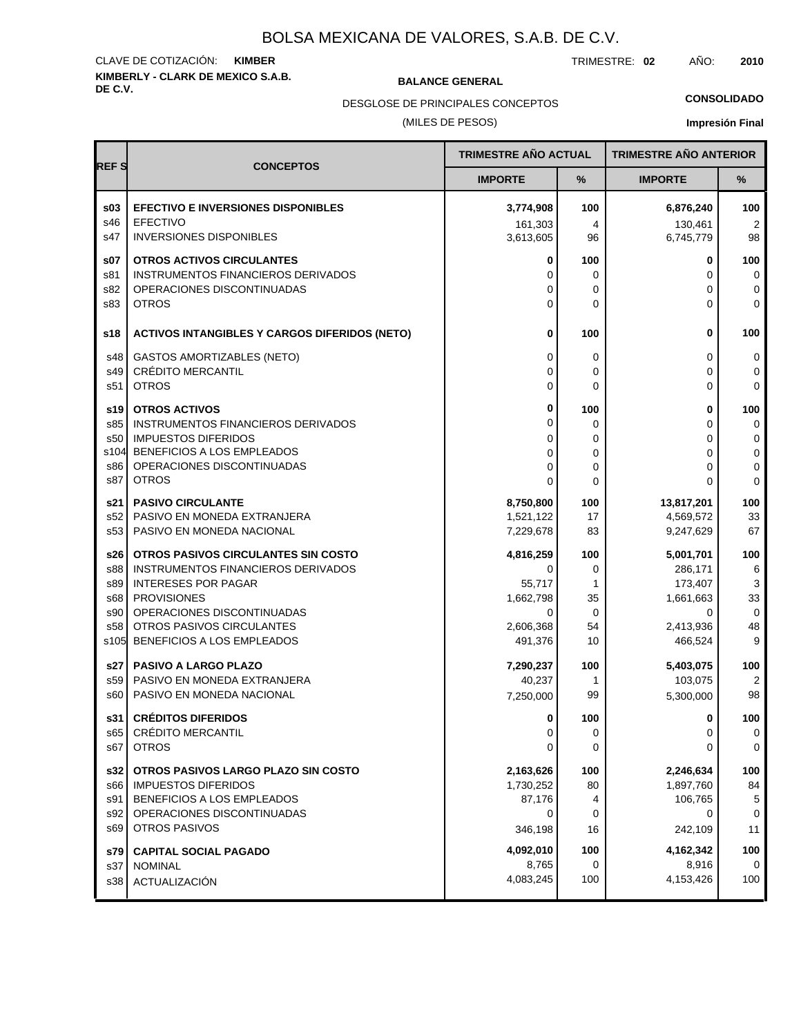# BOLSA MEXICANA DE VALORES, S.A.B. DE C.V.

CLAVE DE COTIZACIÓN: **KIMBER**

TRIMESTRE: **02** AÑO: **2010**

**KIMBERLY - CLARK DE MEXICO S.A.B. DE C.V.**

**BALANCE GENERAL**

DESGLOSE DE PRINCIPALES CONCEPTOS

(MILES DE PESOS)

**CONSOLIDADO**

**Impresión Final**

| REF S | CONCEPTOS | TRIMESTRE AÑO ACTUAL | | TRIMESTRE AÑO ANTERIOR | |
|---|---|---|---|---|---|
| | | IMPORTE | % | IMPORTE | % |
| **s03** | **EFECTIVO E INVERSIONES DISPONIBLES** | **3,774,908** | **100** | **6,876,240** | **100** |
| s46 | EFECTIVO | 161,303 | 4 | 130,461 | 2 |
| s47 | INVERSIONES DISPONIBLES | 3,613,605 | 96 | 6,745,779 | 98 |
| **s07** | **OTROS ACTIVOS CIRCULANTES** | **0** | **100** | **0** | **100** |
| s81 | INSTRUMENTOS FINANCIEROS DERIVADOS | 0 | 0 | 0 | 0 |
| s82 | OPERACIONES DISCONTINUADAS | 0 | 0 | 0 | 0 |
| s83 | OTROS | 0 | 0 | 0 | 0 |
| **s18** | **ACTIVOS INTANGIBLES Y CARGOS DIFERIDOS (NETO)** | **0** | **100** | **0** | **100** |
| s48 | GASTOS AMORTIZABLES (NETO) | 0 | 0 | 0 | 0 |
| s49 | CRÉDITO MERCANTIL | 0 | 0 | 0 | 0 |
| s51 | OTROS | 0 | 0 | 0 | 0 |
| **s19** | **OTROS ACTIVOS** | **0** | **100** | **0** | **100** |
| s85 | INSTRUMENTOS FINANCIEROS DERIVADOS | 0 | 0 | 0 | 0 |
| s50 | IMPUESTOS DIFERIDOS | 0 | 0 | 0 | 0 |
| s104 | BENEFICIOS A LOS EMPLEADOS | 0 | 0 | 0 | 0 |
| s86 | OPERACIONES DISCONTINUADAS | 0 | 0 | 0 | 0 |
| s87 | OTROS | 0 | 0 | 0 | 0 |
| **s21** | **PASIVO CIRCULANTE** | **8,750,800** | **100** | **13,817,201** | **100** |
| s52 | PASIVO EN MONEDA EXTRANJERA | 1,521,122 | 17 | 4,569,572 | 33 |
| s53 | PASIVO EN MONEDA NACIONAL | 7,229,678 | 83 | 9,247,629 | 67 |
| **s26** | **OTROS PASIVOS CIRCULANTES SIN COSTO** | **4,816,259** | **100** | **5,001,701** | **100** |
| s88 | INSTRUMENTOS FINANCIEROS DERIVADOS | 0 | 0 | 286,171 | 6 |
| s89 | INTERESES POR PAGAR | 55,717 | 1 | 173,407 | 3 |
| s68 | PROVISIONES | 1,662,798 | 35 | 1,661,663 | 33 |
| s90 | OPERACIONES DISCONTINUADAS | 0 | 0 | 0 | 0 |
| s58 | OTROS PASIVOS CIRCULANTES | 2,606,368 | 54 | 2,413,936 | 48 |
| s105 | BENEFICIOS A LOS EMPLEADOS | 491,376 | 10 | 466,524 | 9 |
| **s27** | **PASIVO A LARGO PLAZO** | **7,290,237** | **100** | **5,403,075** | **100** |
| s59 | PASIVO EN MONEDA EXTRANJERA | 40,237 | 1 | 103,075 | 2 |
| s60 | PASIVO EN MONEDA NACIONAL | 7,250,000 | 99 | 5,300,000 | 98 |
| **s31** | **CRÉDITOS DIFERIDOS** | **0** | **100** | **0** | **100** |
| s65 | CRÉDITO MERCANTIL | 0 | 0 | 0 | 0 |
| s67 | OTROS | 0 | 0 | 0 | 0 |
| **s32** | **OTROS PASIVOS LARGO PLAZO SIN COSTO** | **2,163,626** | **100** | **2,246,634** | **100** |
| s66 | IMPUESTOS DIFERIDOS | 1,730,252 | 80 | 1,897,760 | 84 |
| s91 | BENEFICIOS A LOS EMPLEADOS | 87,176 | 4 | 106,765 | 5 |
| s92 | OPERACIONES DISCONTINUADAS | 0 | 0 | 0 | 0 |
| s69 | OTROS PASIVOS | 346,198 | 16 | 242,109 | 11 |
| **s79** | **CAPITAL SOCIAL PAGADO** | **4,092,010** | **100** | **4,162,342** | **100** |
| s37 | NOMINAL | 8,765 | 0 | 8,916 | 0 |
| s38 | ACTUALIZACIÓN | 4,083,245 | 100 | 4,153,426 | 100 |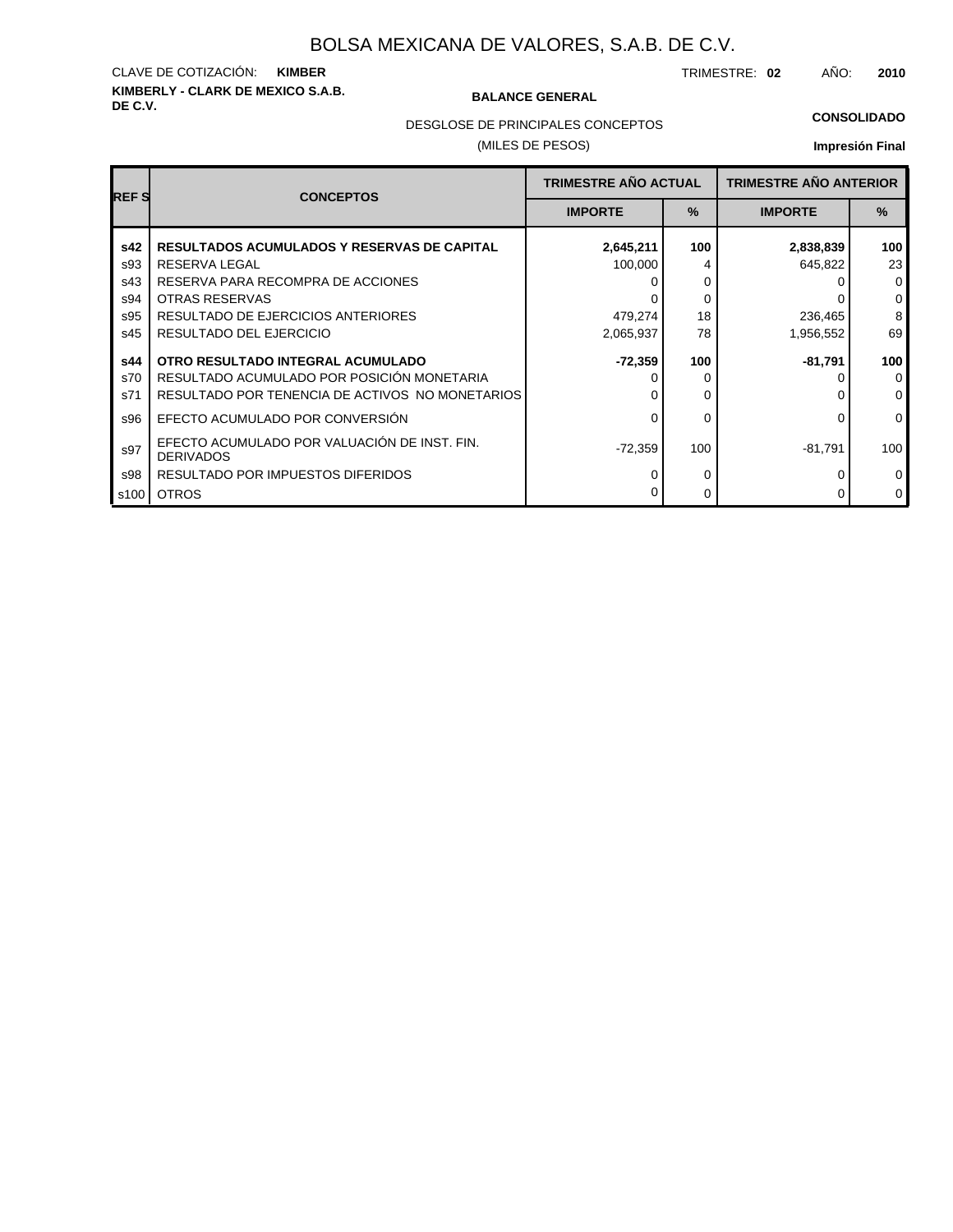# BOLSA MEXICANA DE VALORES, S.A.B. DE C.V.

CLAVE DE COTIZACIÓN: **KIMBER**

TRIMESTRE: **02** AÑO: **2010**

**KIMBERLY - CLARK DE MEXICO S.A.B. DE C.V.**

**BALANCE GENERAL**

DESGLOSE DE PRINCIPALES CONCEPTOS

(MILES DE PESOS)

**CONSOLIDADO**

**Impresión Final**

| REF S | CONCEPTOS | TRIMESTRE AÑO ACTUAL | | TRIMESTRE AÑO ANTERIOR | |
|---|---|---|---|---|---|
| | | IMPORTE | % | IMPORTE | % |
| **s42** | **RESULTADOS ACUMULADOS Y RESERVAS DE CAPITAL** | **2,645,211** | **100** | **2,838,839** | **100** |
| s93 | RESERVA LEGAL | 100,000 | 4 | 645,822 | 23 |
| s43 | RESERVA PARA RECOMPRA DE ACCIONES | 0 | 0 | 0 | 0 |
| s94 | OTRAS RESERVAS | 0 | 0 | 0 | 0 |
| s95 | RESULTADO DE EJERCICIOS ANTERIORES | 479,274 | 18 | 236,465 | 8 |
| s45 | RESULTADO DEL EJERCICIO | 2,065,937 | 78 | 1,956,552 | 69 |
| **s44** | **OTRO RESULTADO INTEGRAL ACUMULADO** | **-72,359** | **100** | **-81,791** | **100** |
| s70 | RESULTADO ACUMULADO POR POSICIÓN MONETARIA | 0 | 0 | 0 | 0 |
| s71 | RESULTADO POR TENENCIA DE ACTIVOS NO MONETARIOS | 0 | 0 | 0 | 0 |
| s96 | EFECTO ACUMULADO POR CONVERSIÓN | 0 | 0 | 0 | 0 |
| s97 | EFECTO ACUMULADO POR VALUACIÓN DE INST. FIN. DERIVADOS | -72,359 | 100 | -81,791 | 100 |
| s98 | RESULTADO POR IMPUESTOS DIFERIDOS | 0 | 0 | 0 | 0 |
| s100 | OTROS | 0 | 0 | 0 | 0 |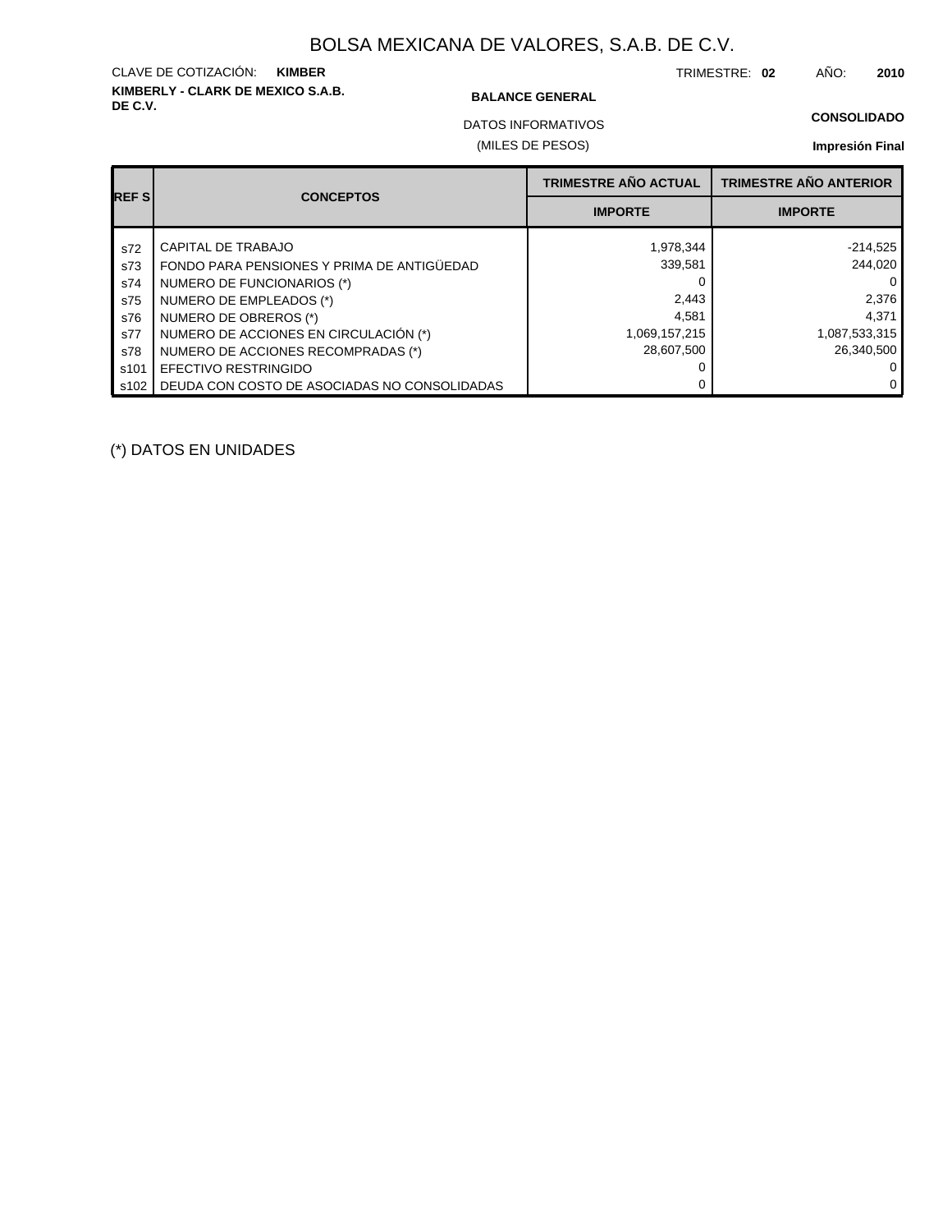# BOLSA MEXICANA DE VALORES, S.A.B. DE C.V.

CLAVE DE COTIZACIÓN: **KIMBER**

TRIMESTRE: **02** AÑO: **2010**

**KIMBERLY - CLARK DE MEXICO S.A.B. DE C.V.**

**BALANCE GENERAL**

**CONSOLIDADO**

DATOS INFORMATIVOS

(MILES DE PESOS)

**Impresión Final**

| REF S | CONCEPTOS | TRIMESTRE AÑO ACTUAL | TRIMESTRE AÑO ANTERIOR |
|---|---|---|---|
| | | IMPORTE | IMPORTE |
| s72 | CAPITAL DE TRABAJO | 1,978,344 | -214,525 |
| s73 | FONDO PARA PENSIONES Y PRIMA DE ANTIGÜEDAD | 339,581 | 244,020 |
| s74 | NUMERO DE FUNCIONARIOS (*) | 0 | 0 |
| s75 | NUMERO DE EMPLEADOS (*) | 2,443 | 2,376 |
| s76 | NUMERO DE OBREROS (*) | 4,581 | 4,371 |
| s77 | NUMERO DE ACCIONES EN CIRCULACIÓN (*) | 1,069,157,215 | 1,087,533,315 |
| s78 | NUMERO DE ACCIONES RECOMPRADAS (*) | 28,607,500 | 26,340,500 |
| s101 | EFECTIVO RESTRINGIDO | 0 | 0 |
| s102 | DEUDA CON COSTO DE ASOCIADAS NO CONSOLIDADAS | 0 | 0 |

(*) DATOS EN UNIDADES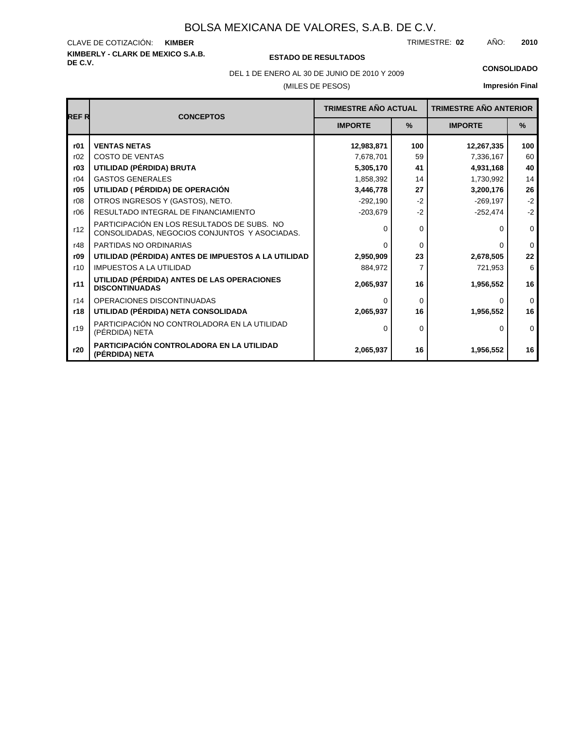# BOLSA MEXICANA DE VALORES, S.A.B. DE C.V.

CLAVE DE COTIZACIÓN: **KIMBER**

TRIMESTRE: **02** AÑO: **2010**

**KIMBERLY - CLARK DE MEXICO S.A.B. DE C.V.**

**ESTADO DE RESULTADOS**

DEL 1 DE ENERO AL 30 DE JUNIO DE 2010 Y 2009

(MILES DE PESOS)

**CONSOLIDADO**

**Impresión Final**

| REF R | CONCEPTOS | TRIMESTRE AÑO ACTUAL | | TRIMESTRE AÑO ANTERIOR | |
|---|---|---|---|---|---|
| | | IMPORTE | % | IMPORTE | % |
| **r01** | **VENTAS NETAS** | **12,983,871** | **100** | **12,267,335** | **100** |
| r02 | COSTO DE VENTAS | 7,678,701 | 59 | 7,336,167 | 60 |
| **r03** | **UTILIDAD (PÉRDIDA) BRUTA** | **5,305,170** | **41** | **4,931,168** | **40** |
| r04 | GASTOS GENERALES | 1,858,392 | 14 | 1,730,992 | 14 |
| **r05** | **UTILIDAD ( PÉRDIDA) DE OPERACIÓN** | **3,446,778** | **27** | **3,200,176** | **26** |
| r08 | OTROS INGRESOS Y (GASTOS), NETO. | -292,190 | -2 | -269,197 | -2 |
| r06 | RESULTADO INTEGRAL DE FINANCIAMIENTO | -203,679 | -2 | -252,474 | -2 |
| r12 | PARTICIPACIÓN EN LOS RESULTADOS DE SUBS. NO CONSOLIDADAS, NEGOCIOS CONJUNTOS Y ASOCIADAS. | 0 | 0 | 0 | 0 |
| r48 | PARTIDAS NO ORDINARIAS | 0 | 0 | 0 | 0 |
| **r09** | **UTILIDAD (PÉRDIDA) ANTES DE IMPUESTOS A LA UTILIDAD** | **2,950,909** | **23** | **2,678,505** | **22** |
| r10 | IMPUESTOS A LA UTILIDAD | 884,972 | 7 | 721,953 | 6 |
| **r11** | **UTILIDAD (PÉRDIDA) ANTES DE LAS OPERACIONES DISCONTINUADAS** | **2,065,937** | **16** | **1,956,552** | **16** |
| r14 | OPERACIONES DISCONTINUADAS | 0 | 0 | 0 | 0 |
| **r18** | **UTILIDAD (PÉRDIDA) NETA CONSOLIDADA** | **2,065,937** | **16** | **1,956,552** | **16** |
| r19 | PARTICIPACIÓN NO CONTROLADORA EN LA UTILIDAD (PÉRDIDA) NETA | 0 | 0 | 0 | 0 |
| **r20** | **PARTICIPACIÓN CONTROLADORA EN LA UTILIDAD (PÉRDIDA) NETA** | **2,065,937** | **16** | **1,956,552** | **16** |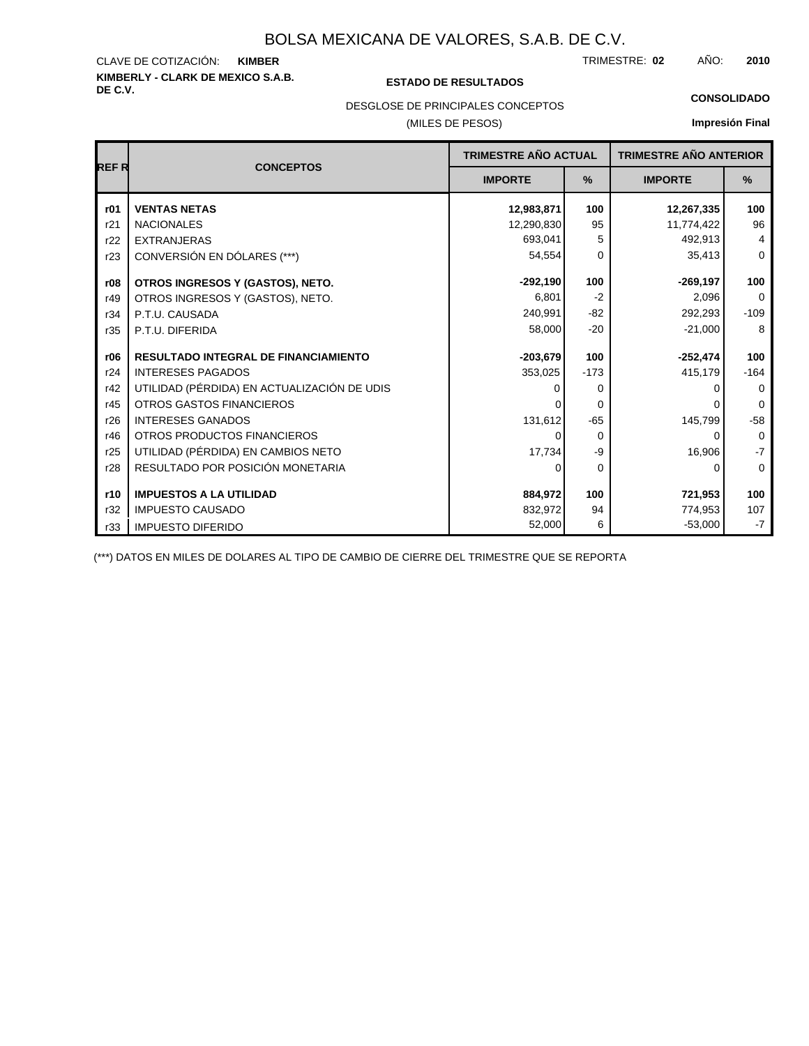# BOLSA MEXICANA DE VALORES, S.A.B. DE C.V.

CLAVE DE COTIZACIÓN: **KIMBER**

TRIMESTRE: **02** AÑO: **2010**

**KIMBERLY - CLARK DE MEXICO S.A.B. DE C.V.**

**ESTADO DE RESULTADOS**

DESGLOSE DE PRINCIPALES CONCEPTOS

(MILES DE PESOS)

**CONSOLIDADO**

**Impresión Final**

| REF R | CONCEPTOS | TRIMESTRE AÑO ACTUAL | | TRIMESTRE AÑO ANTERIOR | |
|---|---|---|---|---|---|
| | | IMPORTE | % | IMPORTE | % |
| **r01** | **VENTAS NETAS** | **12,983,871** | **100** | **12,267,335** | **100** |
| r21 | NACIONALES | 12,290,830 | 95 | 11,774,422 | 96 |
| r22 | EXTRANJERAS | 693,041 | 5 | 492,913 | 4 |
| r23 | CONVERSIÓN EN DÓLARES (***) | 54,554 | 0 | 35,413 | 0 |
| **r08** | **OTROS INGRESOS Y (GASTOS), NETO.** | **-292,190** | **100** | **-269,197** | **100** |
| r49 | OTROS INGRESOS Y (GASTOS), NETO. | 6,801 | -2 | 2,096 | 0 |
| r34 | P.T.U. CAUSADA | 240,991 | -82 | 292,293 | -109 |
| r35 | P.T.U. DIFERIDA | 58,000 | -20 | -21,000 | 8 |
| **r06** | **RESULTADO INTEGRAL DE FINANCIAMIENTO** | **-203,679** | **100** | **-252,474** | **100** |
| r24 | INTERESES PAGADOS | 353,025 | -173 | 415,179 | -164 |
| r42 | UTILIDAD (PÉRDIDA) EN ACTUALIZACIÓN DE UDIS | 0 | 0 | 0 | 0 |
| r45 | OTROS GASTOS FINANCIEROS | 0 | 0 | 0 | 0 |
| r26 | INTERESES GANADOS | 131,612 | -65 | 145,799 | -58 |
| r46 | OTROS PRODUCTOS FINANCIEROS | 0 | 0 | 0 | 0 |
| r25 | UTILIDAD (PÉRDIDA) EN CAMBIOS NETO | 17,734 | -9 | 16,906 | -7 |
| r28 | RESULTADO POR POSICIÓN MONETARIA | 0 | 0 | 0 | 0 |
| **r10** | **IMPUESTOS A LA UTILIDAD** | **884,972** | **100** | **721,953** | **100** |
| r32 | IMPUESTO CAUSADO | 832,972 | 94 | 774,953 | 107 |
| r33 | IMPUESTO DIFERIDO | 52,000 | 6 | -53,000 | -7 |

(***) DATOS EN MILES DE DOLARES AL TIPO DE CAMBIO DE CIERRE DEL TRIMESTRE QUE SE REPORTA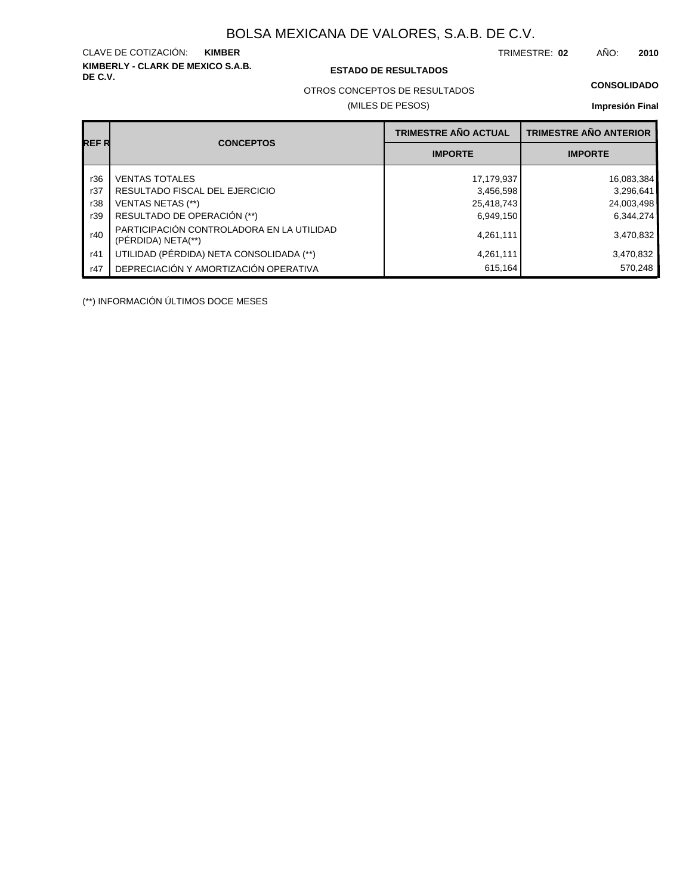# BOLSA MEXICANA DE VALORES, S.A.B. DE C.V.

CLAVE DE COTIZACIÓN: **KIMBER** TRIMESTRE: **02** AÑO: **2010**

**KIMBERLY - CLARK DE MEXICO S.A.B. DE C.V.**

**ESTADO DE RESULTADOS**

**CONSOLIDADO**

OTROS CONCEPTOS DE RESULTADOS

(MILES DE PESOS)

**Impresión Final**

| REF R | CONCEPTOS | TRIMESTRE AÑO ACTUAL | TRIMESTRE AÑO ANTERIOR |
|---|---|---|---|
| | | IMPORTE | IMPORTE |
| r36 | VENTAS TOTALES | 17,179,937 | 16,083,384 |
| r37 | RESULTADO FISCAL DEL EJERCICIO | 3,456,598 | 3,296,641 |
| r38 | VENTAS NETAS (**) | 25,418,743 | 24,003,498 |
| r39 | RESULTADO DE OPERACIÓN (**) | 6,949,150 | 6,344,274 |
| r40 | PARTICIPACIÓN CONTROLADORA EN LA UTILIDAD (PÉRDIDA) NETA(**) | 4,261,111 | 3,470,832 |
| r41 | UTILIDAD (PÉRDIDA) NETA CONSOLIDADA (**) | 4,261,111 | 3,470,832 |
| r47 | DEPRECIACIÓN Y AMORTIZACIÓN OPERATIVA | 615,164 | 570,248 |

(**) INFORMACIÓN ÚLTIMOS DOCE MESES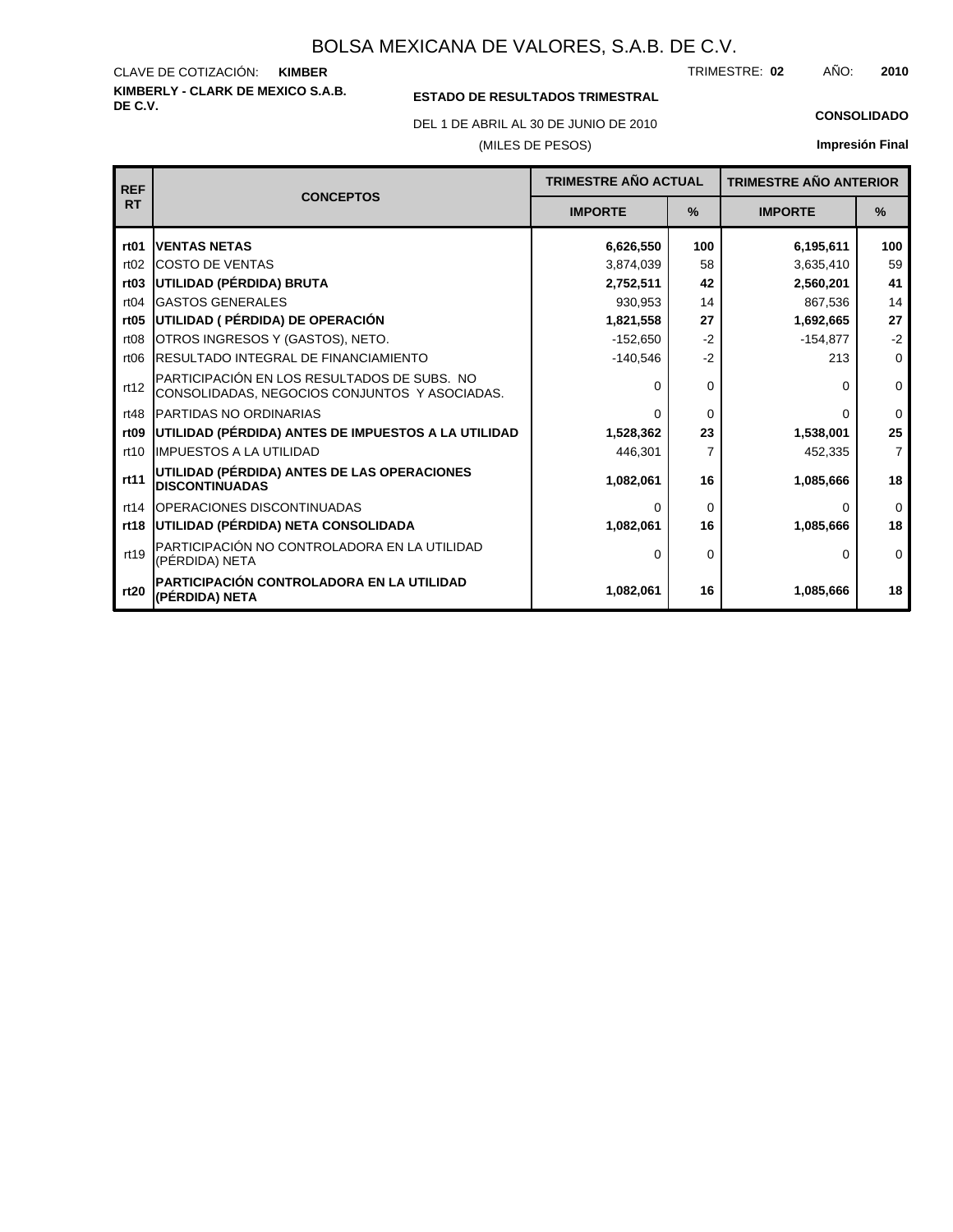# BOLSA MEXICANA DE VALORES, S.A.B. DE C.V.

CLAVE DE COTIZACIÓN: **KIMBER**

TRIMESTRE: **02** AÑO: **2010**

**KIMBERLY - CLARK DE MEXICO S.A.B. DE C.V.**

**ESTADO DE RESULTADOS TRIMESTRAL**

DEL 1 DE ABRIL AL 30 DE JUNIO DE 2010

(MILES DE PESOS)

**CONSOLIDADO**

**Impresión Final**

| REF RT | CONCEPTOS | TRIMESTRE AÑO ACTUAL | | TRIMESTRE AÑO ANTERIOR | |
|---|---|---|---|---|---|
| | | IMPORTE | % | IMPORTE | % |
| **rt01** | **VENTAS NETAS** | **6,626,550** | **100** | **6,195,611** | **100** |
| rt02 | COSTO DE VENTAS | 3,874,039 | 58 | 3,635,410 | 59 |
| **rt03** | **UTILIDAD (PÉRDIDA) BRUTA** | **2,752,511** | **42** | **2,560,201** | **41** |
| rt04 | GASTOS GENERALES | 930,953 | 14 | 867,536 | 14 |
| **rt05** | **UTILIDAD ( PÉRDIDA) DE OPERACIÓN** | **1,821,558** | **27** | **1,692,665** | **27** |
| rt08 | OTROS INGRESOS Y (GASTOS), NETO. | -152,650 | -2 | -154,877 | -2 |
| rt06 | RESULTADO INTEGRAL DE FINANCIAMIENTO | -140,546 | -2 | 213 | 0 |
| rt12 | PARTICIPACIÓN EN LOS RESULTADOS DE SUBS. NO CONSOLIDADAS, NEGOCIOS CONJUNTOS Y ASOCIADAS. | 0 | 0 | 0 | 0 |
| rt48 | PARTIDAS NO ORDINARIAS | 0 | 0 | 0 | 0 |
| **rt09** | **UTILIDAD (PÉRDIDA) ANTES DE IMPUESTOS A LA UTILIDAD** | **1,528,362** | **23** | **1,538,001** | **25** |
| rt10 | IMPUESTOS A LA UTILIDAD | 446,301 | 7 | 452,335 | 7 |
| **rt11** | **UTILIDAD (PÉRDIDA) ANTES DE LAS OPERACIONES DISCONTINUADAS** | **1,082,061** | **16** | **1,085,666** | **18** |
| rt14 | OPERACIONES DISCONTINUADAS | 0 | 0 | 0 | 0 |
| **rt18** | **UTILIDAD (PÉRDIDA) NETA CONSOLIDADA** | **1,082,061** | **16** | **1,085,666** | **18** |
| rt19 | PARTICIPACIÓN NO CONTROLADORA EN LA UTILIDAD (PÉRDIDA) NETA | 0 | 0 | 0 | 0 |
| **rt20** | **PARTICIPACIÓN CONTROLADORA EN LA UTILIDAD (PÉRDIDA) NETA** | **1,082,061** | **16** | **1,085,666** | **18** |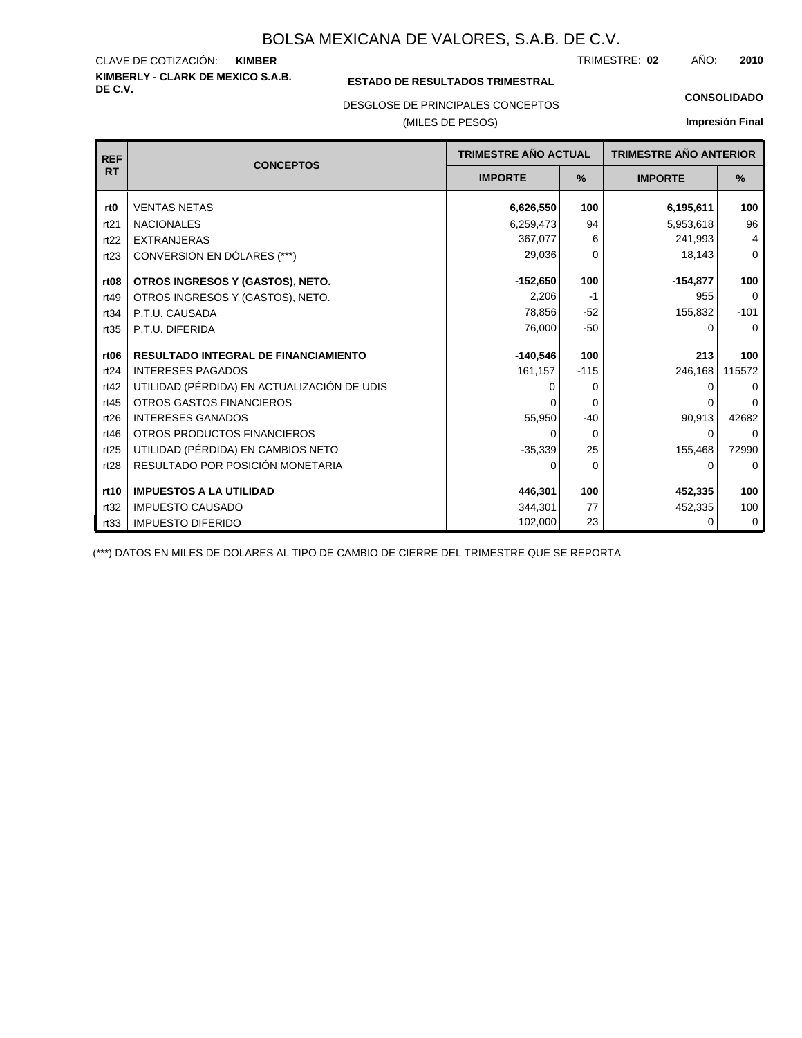# BOLSA MEXICANA DE VALORES, S.A.B. DE C.V.

CLAVE DE COTIZACIÓN: **KIMBER**

TRIMESTRE: **02** AÑO: **2010**

**KIMBERLY - CLARK DE MEXICO S.A.B. DE C.V.**

**ESTADO DE RESULTADOS TRIMESTRAL**

DESGLOSE DE PRINCIPALES CONCEPTOS

(MILES DE PESOS)

**CONSOLIDADO**

**Impresión Final**

| REF RT | CONCEPTOS | TRIMESTRE AÑO ACTUAL | | TRIMESTRE AÑO ANTERIOR | |
|---|---|---|---|---|---|
| | | IMPORTE | % | IMPORTE | % |
| **rt0** | VENTAS NETAS | **6,626,550** | **100** | **6,195,611** | **100** |
| rt21 | NACIONALES | 6,259,473 | 94 | 5,953,618 | 96 |
| rt22 | EXTRANJERAS | 367,077 | 6 | 241,993 | 4 |
| rt23 | CONVERSIÓN EN DÓLARES (***) | 29,036 | 0 | 18,143 | 0 |
| **rt08** | **OTROS INGRESOS Y (GASTOS), NETO.** | **-152,650** | **100** | **-154,877** | **100** |
| rt49 | OTROS INGRESOS Y (GASTOS), NETO. | 2,206 | -1 | 955 | 0 |
| rt34 | P.T.U. CAUSADA | 78,856 | -52 | 155,832 | -101 |
| rt35 | P.T.U. DIFERIDA | 76,000 | -50 | 0 | 0 |
| **rt06** | **RESULTADO INTEGRAL DE FINANCIAMIENTO** | **-140,546** | **100** | **213** | **100** |
| rt24 | INTERESES PAGADOS | 161,157 | -115 | 246,168 | 115572 |
| rt42 | UTILIDAD (PÉRDIDA) EN ACTUALIZACIÓN DE UDIS | 0 | 0 | 0 | 0 |
| rt45 | OTROS GASTOS FINANCIEROS | 0 | 0 | 0 | 0 |
| rt26 | INTERESES GANADOS | 55,950 | -40 | 90,913 | 42682 |
| rt46 | OTROS PRODUCTOS FINANCIEROS | 0 | 0 | 0 | 0 |
| rt25 | UTILIDAD (PÉRDIDA) EN CAMBIOS NETO | -35,339 | 25 | 155,468 | 72990 |
| rt28 | RESULTADO POR POSICIÓN MONETARIA | 0 | 0 | 0 | 0 |
| **rt10** | **IMPUESTOS A LA UTILIDAD** | **446,301** | **100** | **452,335** | **100** |
| rt32 | IMPUESTO CAUSADO | 344,301 | 77 | 452,335 | 100 |
| rt33 | IMPUESTO DIFERIDO | 102,000 | 23 | 0 | 0 |

(***) DATOS EN MILES DE DOLARES AL TIPO DE CAMBIO DE CIERRE DEL TRIMESTRE QUE SE REPORTA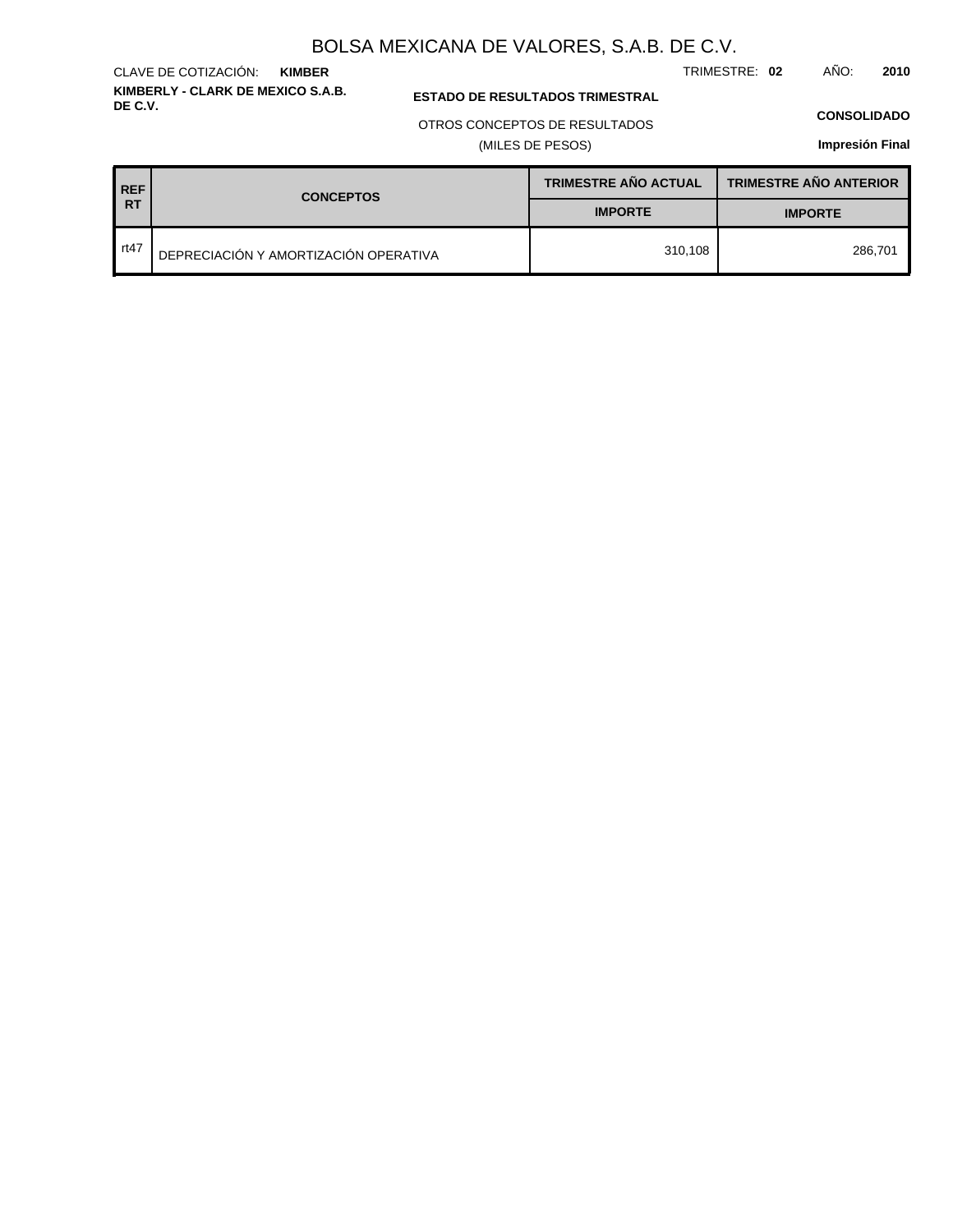BOLSA MEXICANA DE VALORES, S.A.B. DE C.V.

CLAVE DE COTIZACIÓN: **KIMBER**

TRIMESTRE: **02** AÑO: **2010**

**KIMBERLY - CLARK DE MEXICO S.A.B. DE C.V.**

**ESTADO DE RESULTADOS TRIMESTRAL**

OTROS CONCEPTOS DE RESULTADOS

(MILES DE PESOS)

**CONSOLIDADO**

**Impresión Final**

| REF RT | CONCEPTOS | TRIMESTRE AÑO ACTUAL | TRIMESTRE AÑO ANTERIOR |
|---|---|---|---|
| | | IMPORTE | IMPORTE |
| rt47 | DEPRECIACIÓN Y AMORTIZACIÓN OPERATIVA | 310,108 | 286,701 |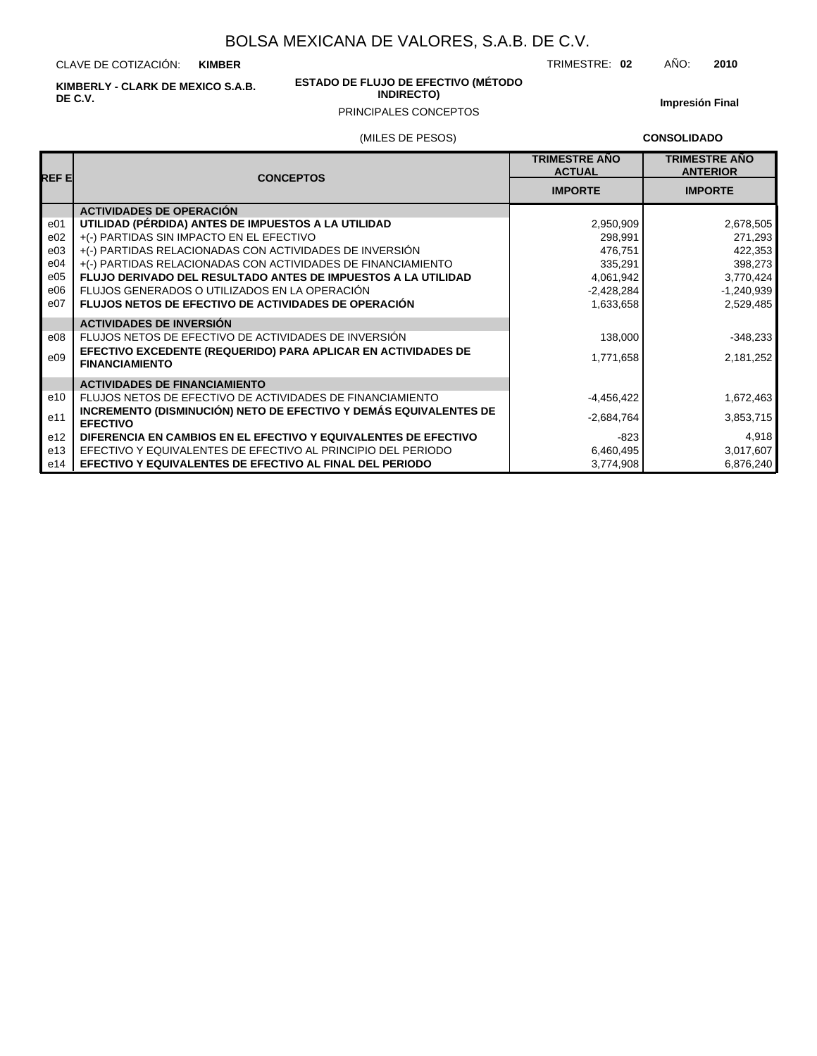# BOLSA MEXICANA DE VALORES, S.A.B. DE C.V.

CLAVE DE COTIZACIÓN: **KIMBER**

TRIMESTRE: **02** AÑO: **2010**

**KIMBERLY - CLARK DE MEXICO S.A.B. DE C.V.**

**ESTADO DE FLUJO DE EFECTIVO (MÉTODO INDIRECTO)**

PRINCIPALES CONCEPTOS

**Impresión Final**

(MILES DE PESOS)

**CONSOLIDADO**

| REF E | CONCEPTOS | TRIMESTRE AÑO ACTUAL | TRIMESTRE AÑO ANTERIOR |
|---|---|---|---|
| | | **IMPORTE** | **IMPORTE** |
| | **ACTIVIDADES DE OPERACIÓN** | | |
| e01 | **UTILIDAD (PÉRDIDA) ANTES DE IMPUESTOS A LA UTILIDAD** | 2,950,909 | 2,678,505 |
| e02 | +(-) PARTIDAS SIN IMPACTO EN EL EFECTIVO | 298,991 | 271,293 |
| e03 | +(-) PARTIDAS RELACIONADAS CON ACTIVIDADES DE INVERSIÓN | 476,751 | 422,353 |
| e04 | +(-) PARTIDAS RELACIONADAS CON ACTIVIDADES DE FINANCIAMIENTO | 335,291 | 398,273 |
| e05 | **FLUJO DERIVADO DEL RESULTADO ANTES DE IMPUESTOS A LA UTILIDAD** | 4,061,942 | 3,770,424 |
| e06 | FLUJOS GENERADOS O UTILIZADOS EN LA OPERACIÓN | -2,428,284 | -1,240,939 |
| e07 | **FLUJOS NETOS DE EFECTIVO DE ACTIVIDADES DE OPERACIÓN** | 1,633,658 | 2,529,485 |
| | **ACTIVIDADES DE INVERSIÓN** | | |
| e08 | FLUJOS NETOS DE EFECTIVO DE ACTIVIDADES DE INVERSIÓN | 138,000 | -348,233 |
| e09 | **EFECTIVO EXCEDENTE (REQUERIDO) PARA APLICAR EN ACTIVIDADES DE FINANCIAMIENTO** | 1,771,658 | 2,181,252 |
| | **ACTIVIDADES DE FINANCIAMIENTO** | | |
| e10 | FLUJOS NETOS DE EFECTIVO DE ACTIVIDADES DE FINANCIAMIENTO | -4,456,422 | 1,672,463 |
| e11 | **INCREMENTO (DISMINUCIÓN) NETO DE EFECTIVO Y DEMÁS EQUIVALENTES DE EFECTIVO** | -2,684,764 | 3,853,715 |
| e12 | **DIFERENCIA EN CAMBIOS EN EL EFECTIVO Y EQUIVALENTES DE EFECTIVO** | -823 | 4,918 |
| e13 | EFECTIVO Y EQUIVALENTES DE EFECTIVO AL PRINCIPIO DEL PERIODO | 6,460,495 | 3,017,607 |
| e14 | **EFECTIVO Y EQUIVALENTES DE EFECTIVO AL FINAL DEL PERIODO** | 3,774,908 | 6,876,240 |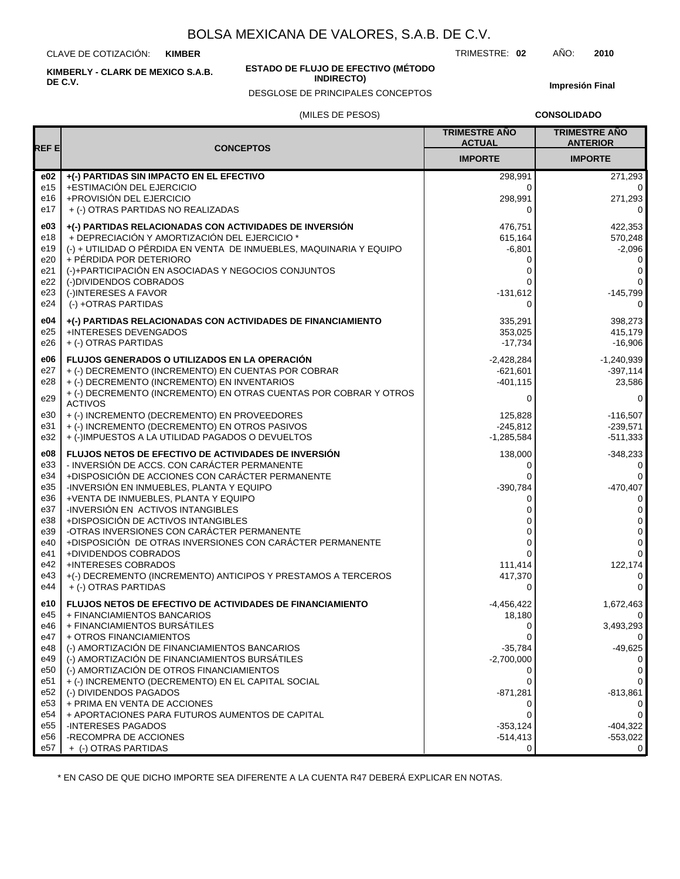BOLSA MEXICANA DE VALORES, S.A.B. DE C.V.

CLAVE DE COTIZACIÓN: **KIMBER** TRIMESTRE: **02** AÑO: **2010**

**KIMBERLY - CLARK DE MEXICO S.A.B. DE C.V.**

**ESTADO DE FLUJO DE EFECTIVO (MÉTODO INDIRECTO)**

DESGLOSE DE PRINCIPALES CONCEPTOS

**Impresión Final**

(MILES DE PESOS) **CONSOLIDADO**

| REF E | CONCEPTOS | TRIMESTRE AÑO ACTUAL IMPORTE | TRIMESTRE AÑO ANTERIOR IMPORTE |
|---|---|---|---|
| **e02** | **+(-) PARTIDAS SIN IMPACTO EN EL EFECTIVO** | 298,991 | 271,293 |
| e15 | +ESTIMACIÓN DEL EJERCICIO | 0 | 0 |
| e16 | +PROVISIÓN DEL EJERCICIO | 298,991 | 271,293 |
| e17 | + (-) OTRAS PARTIDAS NO REALIZADAS | 0 | 0 |
| **e03** | **+(-) PARTIDAS RELACIONADAS CON ACTIVIDADES DE INVERSIÓN** | 476,751 | 422,353 |
| e18 | + DEPRECIACIÓN Y AMORTIZACIÓN DEL EJERCICIO * | 615,164 | 570,248 |
| e19 | (-) + UTILIDAD O PÉRDIDA EN VENTA DE INMUEBLES, MAQUINARIA Y EQUIPO | -6,801 | -2,096 |
| e20 | + PÉRDIDA POR DETERIORO | 0 | 0 |
| e21 | (-)+PARTICIPACIÓN EN ASOCIADAS Y NEGOCIOS CONJUNTOS | 0 | 0 |
| e22 | (-)DIVIDENDOS COBRADOS | 0 | 0 |
| e23 | (-)INTERESES A FAVOR | -131,612 | -145,799 |
| e24 | (-) +OTRAS PARTIDAS | 0 | 0 |
| **e04** | **+(-) PARTIDAS RELACIONADAS CON ACTIVIDADES DE FINANCIAMIENTO** | 335,291 | 398,273 |
| e25 | +INTERESES DEVENGADOS | 353,025 | 415,179 |
| e26 | + (-) OTRAS PARTIDAS | -17,734 | -16,906 |
| **e06** | **FLUJOS GENERADOS O UTILIZADOS EN LA OPERACIÓN** | -2,428,284 | -1,240,939 |
| e27 | + (-) DECREMENTO (INCREMENTO) EN CUENTAS POR COBRAR | -621,601 | -397,114 |
| e28 | + (-) DECREMENTO (INCREMENTO) EN INVENTARIOS | -401,115 | 23,586 |
| e29 | + (-) DECREMENTO (INCREMENTO) EN OTRAS CUENTAS POR COBRAR Y OTROS ACTIVOS | 0 | 0 |
| e30 | + (-) INCREMENTO (DECREMENTO) EN PROVEEDORES | 125,828 | -116,507 |
| e31 | + (-) INCREMENTO (DECREMENTO) EN OTROS PASIVOS | -245,812 | -239,571 |
| e32 | + (-)IMPUESTOS A LA UTILIDAD PAGADOS O DEVUELTOS | -1,285,584 | -511,333 |
| **e08** | **FLUJOS NETOS DE EFECTIVO DE ACTIVIDADES DE INVERSIÓN** | 138,000 | -348,233 |
| e33 | - INVERSIÓN DE ACCS. CON CARÁCTER PERMANENTE | 0 | 0 |
| e34 | +DISPOSICIÓN DE ACCIONES CON CARÁCTER PERMANENTE | 0 | 0 |
| e35 | -INVERSIÓN EN INMUEBLES, PLANTA Y EQUIPO | -390,784 | -470,407 |
| e36 | +VENTA DE INMUEBLES, PLANTA Y EQUIPO | 0 | 0 |
| e37 | -INVERSIÓN EN ACTIVOS INTANGIBLES | 0 | 0 |
| e38 | +DISPOSICIÓN DE ACTIVOS INTANGIBLES | 0 | 0 |
| e39 | -OTRAS INVERSIONES CON CARÁCTER PERMANENTE | 0 | 0 |
| e40 | +DISPOSICIÓN DE OTRAS INVERSIONES CON CARÁCTER PERMANENTE | 0 | 0 |
| e41 | +DIVIDENDOS COBRADOS | 0 | 0 |
| e42 | +INTERESES COBRADOS | 111,414 | 122,174 |
| e43 | +(-) DECREMENTO (INCREMENTO) ANTICIPOS Y PRESTAMOS A TERCEROS | 417,370 | 0 |
| e44 | + (-) OTRAS PARTIDAS | 0 | 0 |
| **e10** | **FLUJOS NETOS DE EFECTIVO DE ACTIVIDADES DE FINANCIAMIENTO** | -4,456,422 | 1,672,463 |
| e45 | + FINANCIAMIENTOS BANCARIOS | 18,180 | 0 |
| e46 | + FINANCIAMIENTOS BURSÁTILES | 0 | 3,493,293 |
| e47 | + OTROS FINANCIAMIENTOS | 0 | 0 |
| e48 | (-) AMORTIZACIÓN DE FINANCIAMIENTOS BANCARIOS | -35,784 | -49,625 |
| e49 | (-) AMORTIZACIÓN DE FINANCIAMIENTOS BURSÁTILES | -2,700,000 | 0 |
| e50 | (-) AMORTIZACIÓN DE OTROS FINANCIAMIENTOS | 0 | 0 |
| e51 | + (-) INCREMENTO (DECREMENTO) EN EL CAPITAL SOCIAL | 0 | 0 |
| e52 | (-) DIVIDENDOS PAGADOS | -871,281 | -813,861 |
| e53 | + PRIMA EN VENTA DE ACCIONES | 0 | 0 |
| e54 | + APORTACIONES PARA FUTUROS AUMENTOS DE CAPITAL | 0 | 0 |
| e55 | -INTERESES PAGADOS | -353,124 | -404,322 |
| e56 | -RECOMPRA DE ACCIONES | -514,413 | -553,022 |
| e57 | + (-) OTRAS PARTIDAS | 0 | 0 |

* EN CASO DE QUE DICHO IMPORTE SEA DIFERENTE A LA CUENTA R47 DEBERÁ EXPLICAR EN NOTAS.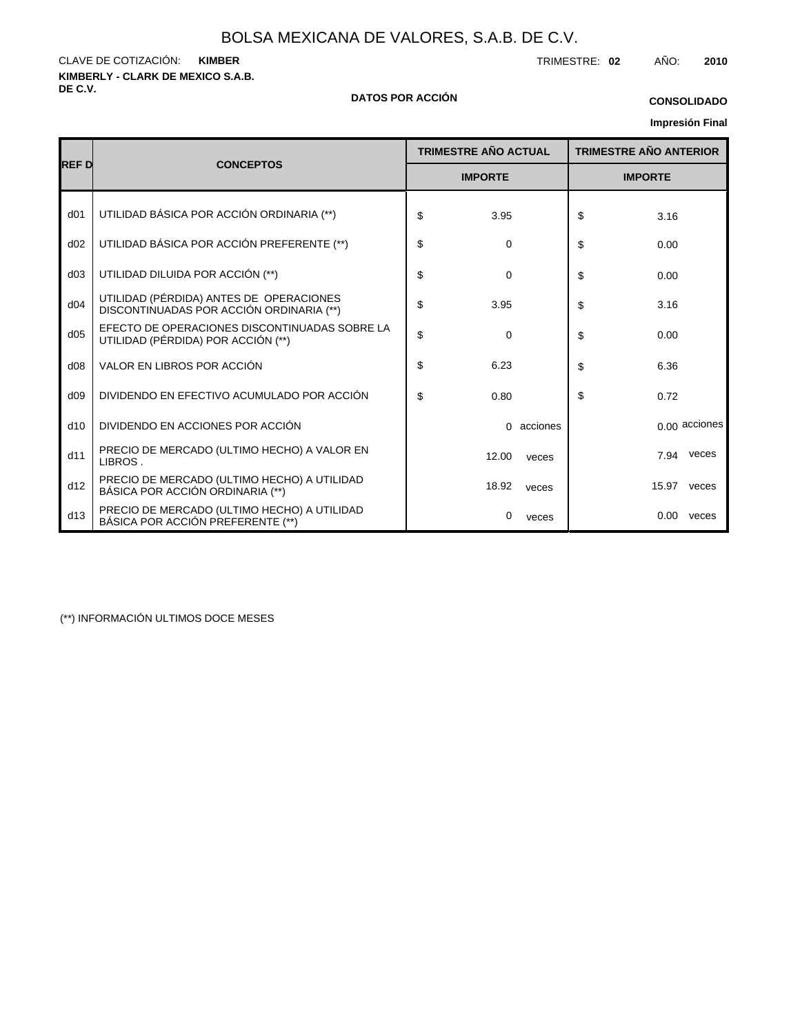# BOLSA MEXICANA DE VALORES, S.A.B. DE C.V.

CLAVE DE COTIZACIÓN: **KIMBER**

TRIMESTRE: **02** AÑO: **2010**

**KIMBERLY - CLARK DE MEXICO S.A.B. DE C.V.**

**DATOS POR ACCIÓN**

**CONSOLIDADO**

**Impresión Final**

| REF D | CONCEPTOS | TRIMESTRE AÑO ACTUAL | TRIMESTRE AÑO ANTERIOR |
|---|---|---|---|
| | | IMPORTE | IMPORTE |
| d01 | UTILIDAD BÁSICA POR ACCIÓN ORDINARIA (**) | $ 3.95 | $ 3.16 |
| d02 | UTILIDAD BÁSICA POR ACCIÓN PREFERENTE (**) | $ 0 | $ 0.00 |
| d03 | UTILIDAD DILUIDA POR ACCIÓN (**) | $ 0 | $ 0.00 |
| d04 | UTILIDAD (PÉRDIDA) ANTES DE OPERACIONES DISCONTINUADAS POR ACCIÓN ORDINARIA (**) | $ 3.95 | $ 3.16 |
| d05 | EFECTO DE OPERACIONES DISCONTINUADAS SOBRE LA UTILIDAD (PÉRDIDA) POR ACCIÓN (**) | $ 0 | $ 0.00 |
| d08 | VALOR EN LIBROS POR ACCIÓN | $ 6.23 | $ 6.36 |
| d09 | DIVIDENDO EN EFECTIVO ACUMULADO POR ACCIÓN | $ 0.80 | $ 0.72 |
| d10 | DIVIDENDO EN ACCIONES POR ACCIÓN | 0 acciones | 0.00 acciones |
| d11 | PRECIO DE MERCADO (ULTIMO HECHO) A VALOR EN LIBROS . | 12.00 veces | 7.94 veces |
| d12 | PRECIO DE MERCADO (ULTIMO HECHO) A UTILIDAD BÁSICA POR ACCIÓN ORDINARIA (**) | 18.92 veces | 15.97 veces |
| d13 | PRECIO DE MERCADO (ULTIMO HECHO) A UTILIDAD BÁSICA POR ACCIÓN PREFERENTE (**) | 0 veces | 0.00 veces |

(**) INFORMACIÓN ULTIMOS DOCE MESES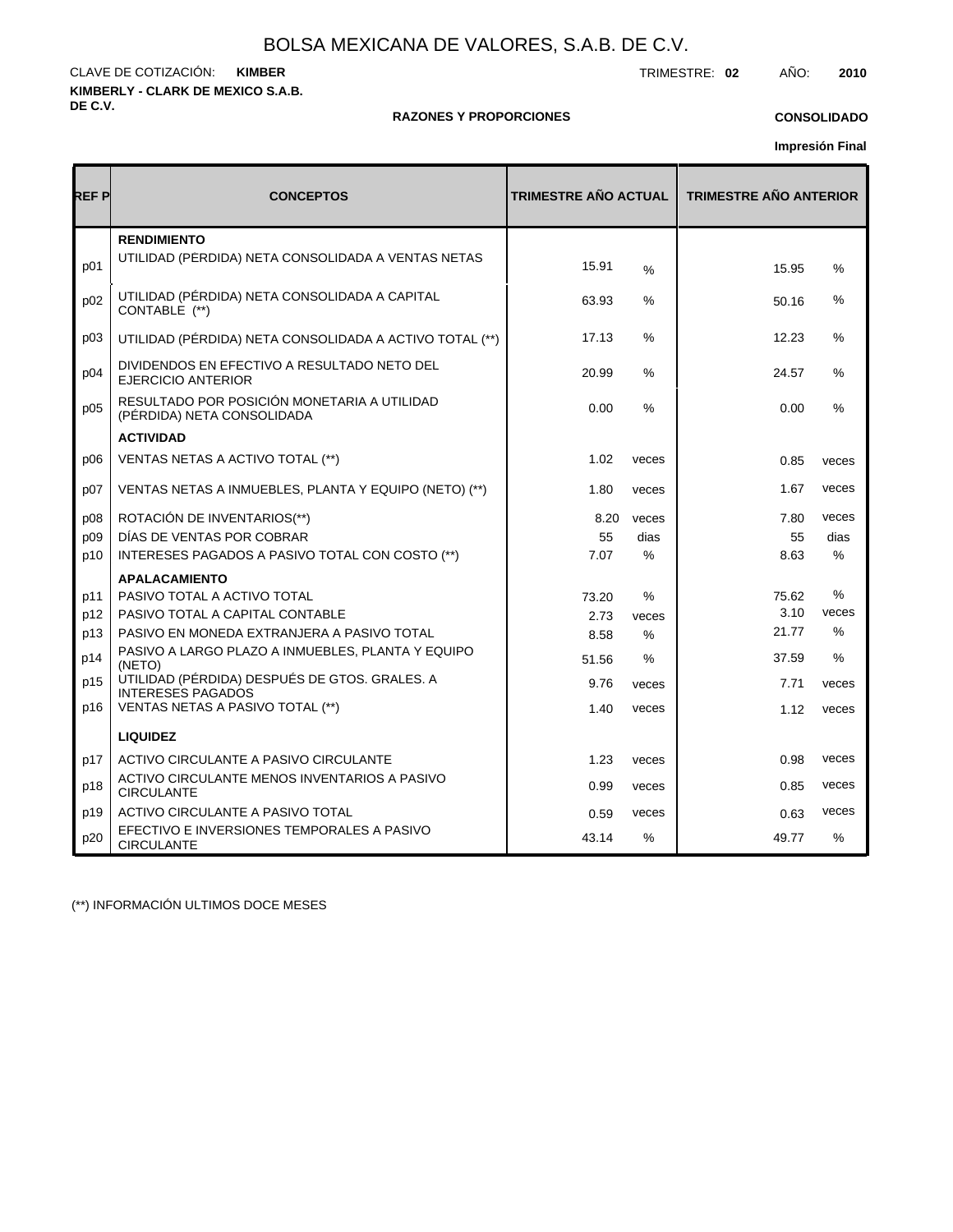# BOLSA MEXICANA DE VALORES, S.A.B. DE C.V.

CLAVE DE COTIZACIÓN: **KIMBER**

TRIMESTRE: **02** AÑO: **2010**

**KIMBERLY - CLARK DE MEXICO S.A.B. DE C.V.**

**RAZONES Y PROPORCIONES**

**CONSOLIDADO**

**Impresión Final**

| REF P | CONCEPTOS | TRIMESTRE AÑO ACTUAL | | TRIMESTRE AÑO ANTERIOR | |
|---|---|---|---|---|---|
| | **RENDIMIENTO** | | | | |
| p01 | UTILIDAD (PERDIDA) NETA CONSOLIDADA A VENTAS NETAS | 15.91 | % | 15.95 | % |
| p02 | UTILIDAD (PÉRDIDA) NETA CONSOLIDADA A CAPITAL CONTABLE (**) | 63.93 | % | 50.16 | % |
| p03 | UTILIDAD (PÉRDIDA) NETA CONSOLIDADA A ACTIVO TOTAL (**) | 17.13 | % | 12.23 | % |
| p04 | DIVIDENDOS EN EFECTIVO A RESULTADO NETO DEL EJERCICIO ANTERIOR | 20.99 | % | 24.57 | % |
| p05 | RESULTADO POR POSICIÓN MONETARIA A UTILIDAD (PÉRDIDA) NETA CONSOLIDADA | 0.00 | % | 0.00 | % |
| | **ACTIVIDAD** | | | | |
| p06 | VENTAS NETAS A ACTIVO TOTAL (**) | 1.02 | veces | 0.85 | veces |
| p07 | VENTAS NETAS A INMUEBLES, PLANTA Y EQUIPO (NETO) (**) | 1.80 | veces | 1.67 | veces |
| p08 | ROTACIÓN DE INVENTARIOS(**) | 8.20 | veces | 7.80 | veces |
| p09 | DÍAS DE VENTAS POR COBRAR | 55 | dias | 55 | dias |
| p10 | INTERESES PAGADOS A PASIVO TOTAL CON COSTO (**) | 7.07 | % | 8.63 | % |
| | **APALACAMIENTO** | | | | |
| p11 | PASIVO TOTAL A ACTIVO TOTAL | 73.20 | % | 75.62 | % |
| p12 | PASIVO TOTAL A CAPITAL CONTABLE | 2.73 | veces | 3.10 | veces |
| p13 | PASIVO EN MONEDA EXTRANJERA A PASIVO TOTAL | 8.58 | % | 21.77 | % |
| p14 | PASIVO A LARGO PLAZO A INMUEBLES, PLANTA Y EQUIPO (NETO) | 51.56 | % | 37.59 | % |
| p15 | UTILIDAD (PÉRDIDA) DESPUÉS DE GTOS. GRALES. A INTERESES PAGADOS | 9.76 | veces | 7.71 | veces |
| p16 | VENTAS NETAS A PASIVO TOTAL (**) | 1.40 | veces | 1.12 | veces |
| | **LIQUIDEZ** | | | | |
| p17 | ACTIVO CIRCULANTE A PASIVO CIRCULANTE | 1.23 | veces | 0.98 | veces |
| p18 | ACTIVO CIRCULANTE MENOS INVENTARIOS A PASIVO CIRCULANTE | 0.99 | veces | 0.85 | veces |
| p19 | ACTIVO CIRCULANTE A PASIVO TOTAL | 0.59 | veces | 0.63 | veces |
| p20 | EFECTIVO E INVERSIONES TEMPORALES A PASIVO CIRCULANTE | 43.14 | % | 49.77 | % |

(**) INFORMACIÓN ULTIMOS DOCE MESES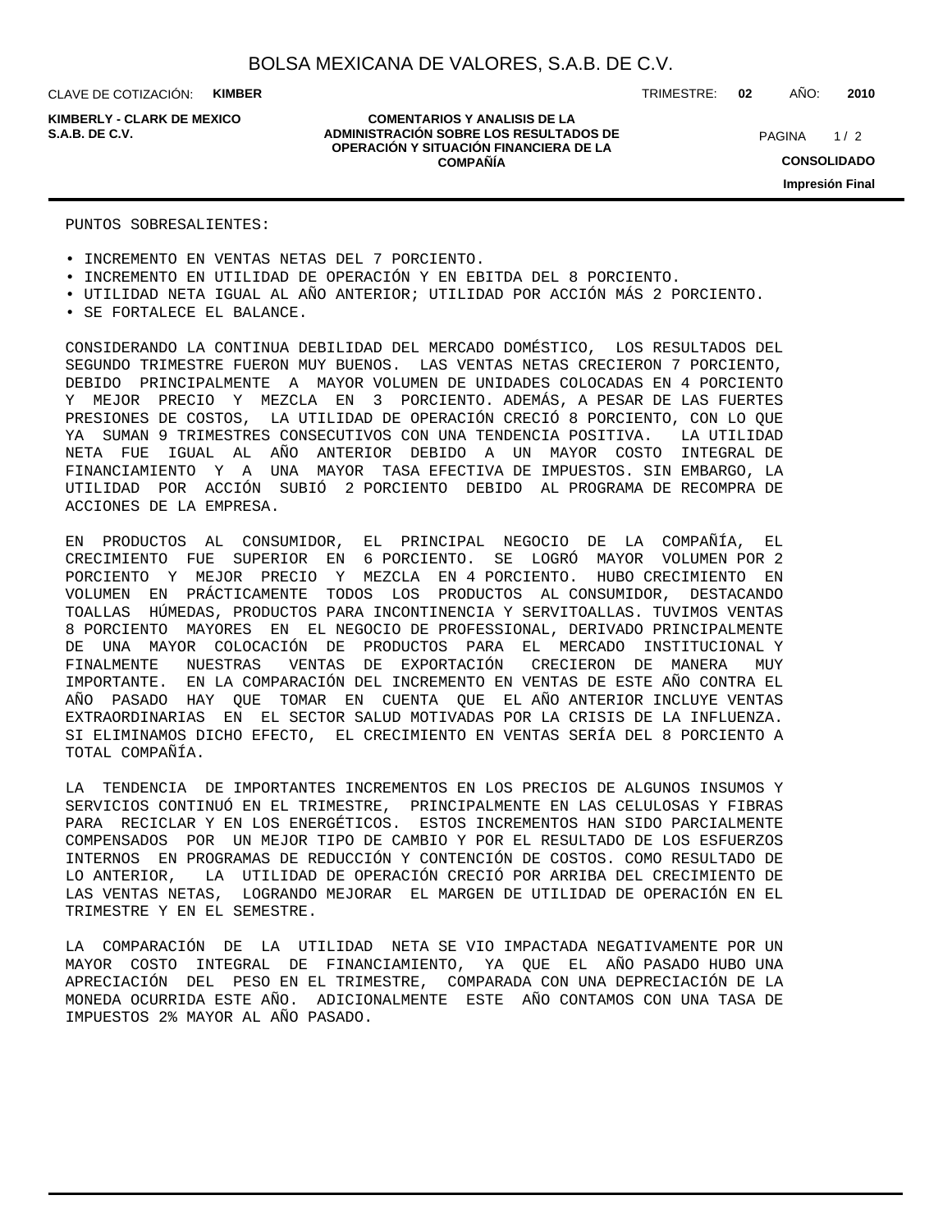PUNTOS SOBRESALIENTES:

- INCREMENTO EN VENTAS NETAS DEL 7 PORCIENTO.
- INCREMENTO EN UTILIDAD DE OPERACIÓN Y EN EBITDA DEL 8 PORCIENTO.
- UTILIDAD NETA IGUAL AL AÑO ANTERIOR; UTILIDAD POR ACCIÓN MÁS 2 PORCIENTO.
- SE FORTALECE EL BALANCE.

CONSIDERANDO LA CONTINUA DEBILIDAD DEL MERCADO DOMÉSTICO, LOS RESULTADOS DEL SEGUNDO TRIMESTRE FUERON MUY BUENOS. LAS VENTAS NETAS CRECIERON 7 PORCIENTO, DEBIDO PRINCIPALMENTE A MAYOR VOLUMEN DE UNIDADES COLOCADAS EN 4 PORCIENTO Y MEJOR PRECIO Y MEZCLA EN 3 PORCIENTO. ADEMÁS, A PESAR DE LAS FUERTES PRESIONES DE COSTOS, LA UTILIDAD DE OPERACIÓN CRECIÓ 8 PORCIENTO, CON LO QUE YA SUMAN 9 TRIMESTRES CONSECUTIVOS CON UNA TENDENCIA POSITIVA. LA UTILIDAD NETA FUE IGUAL AL AÑO ANTERIOR DEBIDO A UN MAYOR COSTO INTEGRAL DE FINANCIAMIENTO Y A UNA MAYOR TASA EFECTIVA DE IMPUESTOS. SIN EMBARGO, LA UTILIDAD POR ACCIÓN SUBIÓ 2 PORCIENTO DEBIDO AL PROGRAMA DE RECOMPRA DE ACCIONES DE LA EMPRESA.

EN PRODUCTOS AL CONSUMIDOR, EL PRINCIPAL NEGOCIO DE LA COMPAÑÍA, EL CRECIMIENTO FUE SUPERIOR EN 6 PORCIENTO. SE LOGRÓ MAYOR VOLUMEN POR 2 PORCIENTO Y MEJOR PRECIO Y MEZCLA EN 4 PORCIENTO. HUBO CRECIMIENTO EN VOLUMEN EN PRÁCTICAMENTE TODOS LOS PRODUCTOS AL CONSUMIDOR, DESTACANDO TOALLAS HÚMEDAS, PRODUCTOS PARA INCONTINENCIA Y SERVITOALLAS. TUVIMOS VENTAS 8 PORCIENTO MAYORES EN EL NEGOCIO DE PROFESSIONAL, DERIVADO PRINCIPALMENTE DE UNA MAYOR COLOCACIÓN DE PRODUCTOS PARA EL MERCADO INSTITUCIONAL Y FINALMENTE NUESTRAS VENTAS DE EXPORTACIÓN CRECIERON DE MANERA MUY IMPORTANTE. EN LA COMPARACIÓN DEL INCREMENTO EN VENTAS DE ESTE AÑO CONTRA EL AÑO PASADO HAY QUE TOMAR EN CUENTA QUE EL AÑO ANTERIOR INCLUYE VENTAS EXTRAORDINARIAS EN EL SECTOR SALUD MOTIVADAS POR LA CRISIS DE LA INFLUENZA. SI ELIMINAMOS DICHO EFECTO, EL CRECIMIENTO EN VENTAS SERÍA DEL 8 PORCIENTO A TOTAL COMPAÑÍA.

LA TENDENCIA DE IMPORTANTES INCREMENTOS EN LOS PRECIOS DE ALGUNOS INSUMOS Y SERVICIOS CONTINUÓ EN EL TRIMESTRE, PRINCIPALMENTE EN LAS CELULOSAS Y FIBRAS PARA RECICLAR Y EN LOS ENERGÉTICOS. ESTOS INCREMENTOS HAN SIDO PARCIALMENTE COMPENSADOS POR UN MEJOR TIPO DE CAMBIO Y POR EL RESULTADO DE LOS ESFUERZOS INTERNOS EN PROGRAMAS DE REDUCCIÓN Y CONTENCIÓN DE COSTOS. COMO RESULTADO DE LO ANTERIOR, LA UTILIDAD DE OPERACIÓN CRECIÓ POR ARRIBA DEL CRECIMIENTO DE LAS VENTAS NETAS, LOGRANDO MEJORAR EL MARGEN DE UTILIDAD DE OPERACIÓN EN EL TRIMESTRE Y EN EL SEMESTRE.

LA COMPARACIÓN DE LA UTILIDAD NETA SE VIO IMPACTADA NEGATIVAMENTE POR UN MAYOR COSTO INTEGRAL DE FINANCIAMIENTO, YA QUE EL AÑO PASADO HUBO UNA APRECIACIÓN DEL PESO EN EL TRIMESTRE, COMPARADA CON UNA DEPRECIACIÓN DE LA MONEDA OCURRIDA ESTE AÑO. ADICIONALMENTE ESTE AÑO CONTAMOS CON UNA TASA DE IMPUESTOS 2% MAYOR AL AÑO PASADO.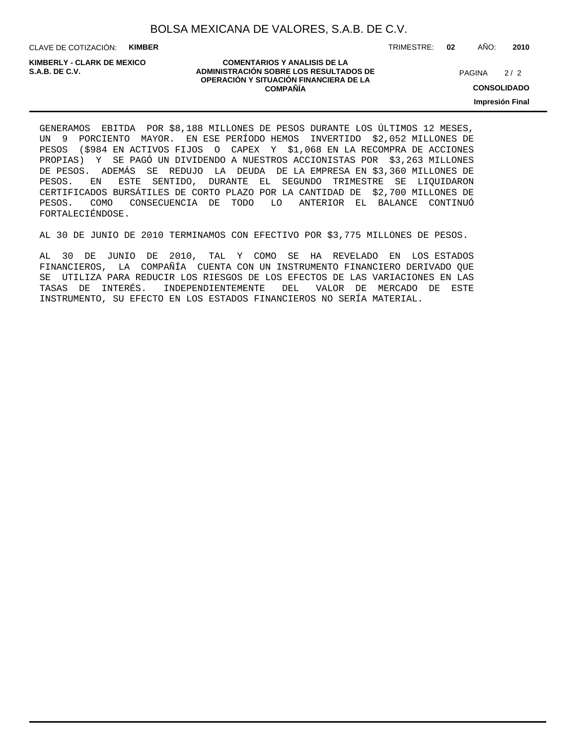GENERAMOS EBITDA POR $8,188 MILLONES DE PESOS DURANTE LOS ÚLTIMOS 12 MESES, UN 9 PORCIENTO MAYOR. EN ESE PERÍODO HEMOS INVERTIDO $2,052 MILLONES DE PESOS ($984 EN ACTIVOS FIJOS O CAPEX Y $1,068 EN LA RECOMPRA DE ACCIONES PROPIAS) Y SE PAGÓ UN DIVIDENDO A NUESTROS ACCIONISTAS POR $3,263 MILLONES DE PESOS. ADEMÁS SE REDUJO LA DEUDA DE LA EMPRESA EN $3,360 MILLONES DE PESOS. EN ESTE SENTIDO, DURANTE EL SEGUNDO TRIMESTRE SE LIQUIDARON CERTIFICADOS BURSÁTILES DE CORTO PLAZO POR LA CANTIDAD DE $2,700 MILLONES DE PESOS. COMO CONSECUENCIA DE TODO LO ANTERIOR EL BALANCE CONTINUÓ FORTALECIÉNDOSE.

AL 30 DE JUNIO DE 2010 TERMINAMOS CON EFECTIVO POR $3,775 MILLONES DE PESOS.

AL 30 DE JUNIO DE 2010, TAL Y COMO SE HA REVELADO EN LOS ESTADOS FINANCIEROS, LA COMPAÑÍA CUENTA CON UN INSTRUMENTO FINANCIERO DERIVADO QUE SE UTILIZA PARA REDUCIR LOS RIESGOS DE LOS EFECTOS DE LAS VARIACIONES EN LAS TASAS DE INTERÉS. INDEPENDIENTEMENTE DEL VALOR DE MERCADO DE ESTE INSTRUMENTO, SU EFECTO EN LOS ESTADOS FINANCIEROS NO SERÍA MATERIAL.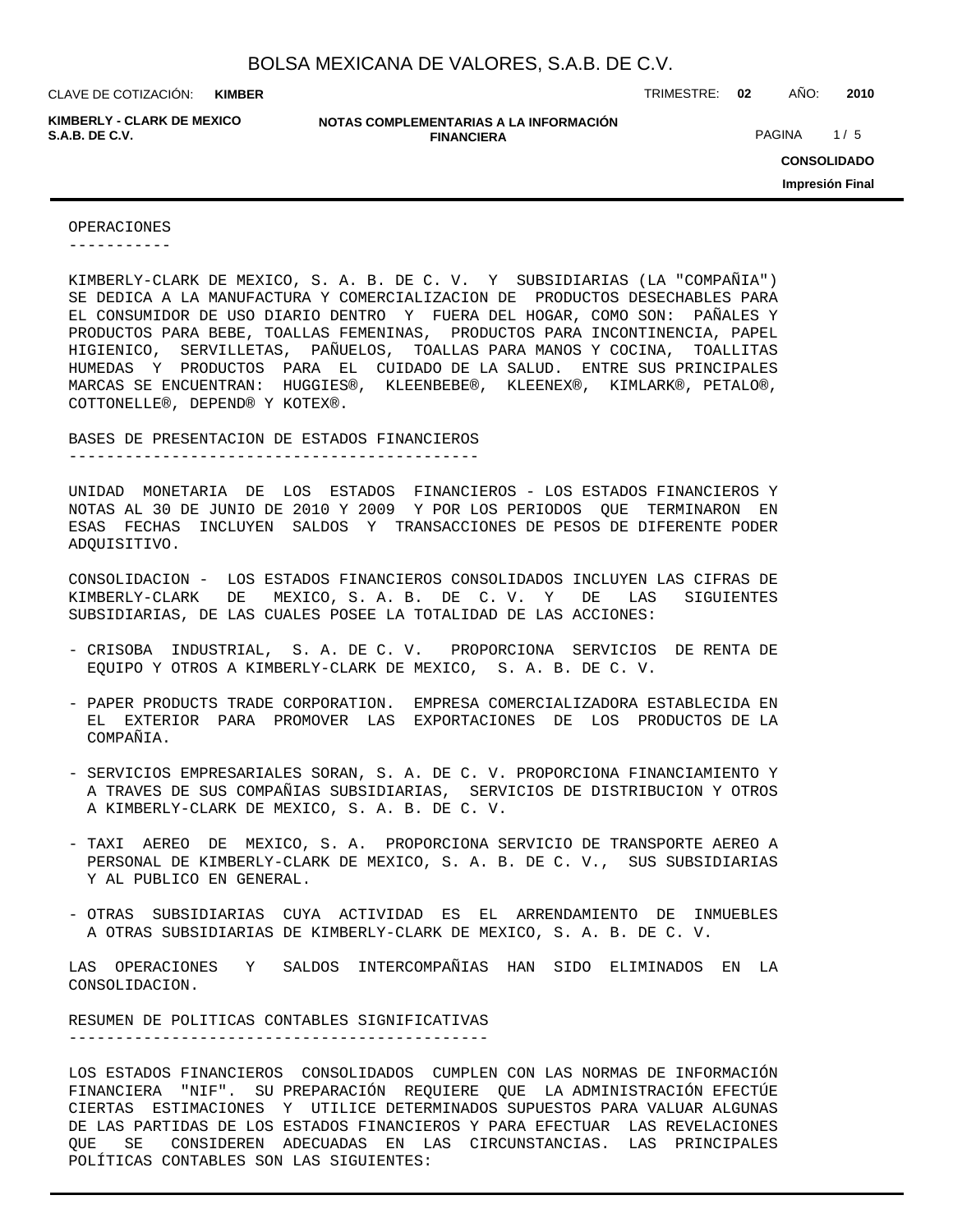## OPERACIONES

KIMBERLY-CLARK DE MEXICO, S. A. B. DE C. V. Y SUBSIDIARIAS (LA "COMPAÑIA") SE DEDICA A LA MANUFACTURA Y COMERCIALIZACION DE PRODUCTOS DESECHABLES PARA EL CONSUMIDOR DE USO DIARIO DENTRO Y FUERA DEL HOGAR, COMO SON: PAÑALES Y PRODUCTOS PARA BEBE, TOALLAS FEMENINAS, PRODUCTOS PARA INCONTINENCIA, PAPEL HIGIENICO, SERVILLETAS, PAÑUELOS, TOALLAS PARA MANOS Y COCINA, TOALLITAS HUMEDAS Y PRODUCTOS PARA EL CUIDADO DE LA SALUD. ENTRE SUS PRINCIPALES MARCAS SE ENCUENTRAN: HUGGIES®, KLEENBEBE®, KLEENEX®, KIMLARK®, PETALO®, COTTONELLE®, DEPEND® Y KOTEX®.

## BASES DE PRESENTACION DE ESTADOS FINANCIEROS

UNIDAD MONETARIA DE LOS ESTADOS FINANCIEROS - LOS ESTADOS FINANCIEROS Y NOTAS AL 30 DE JUNIO DE 2010 Y 2009 Y POR LOS PERIODOS QUE TERMINARON EN ESAS FECHAS INCLUYEN SALDOS Y TRANSACCIONES DE PESOS DE DIFERENTE PODER ADQUISITIVO.

CONSOLIDACION - LOS ESTADOS FINANCIEROS CONSOLIDADOS INCLUYEN LAS CIFRAS DE KIMBERLY-CLARK DE MEXICO, S. A. B. DE C. V. Y DE LAS SIGUIENTES SUBSIDIARIAS, DE LAS CUALES POSEE LA TOTALIDAD DE LAS ACCIONES:

- CRISOBA INDUSTRIAL, S. A. DE C. V. PROPORCIONA SERVICIOS DE RENTA DE EQUIPO Y OTROS A KIMBERLY-CLARK DE MEXICO, S. A. B. DE C. V.
- PAPER PRODUCTS TRADE CORPORATION. EMPRESA COMERCIALIZADORA ESTABLECIDA EN EL EXTERIOR PARA PROMOVER LAS EXPORTACIONES DE LOS PRODUCTOS DE LA COMPAÑIA.
- SERVICIOS EMPRESARIALES SORAN, S. A. DE C. V. PROPORCIONA FINANCIAMIENTO Y A TRAVES DE SUS COMPAÑIAS SUBSIDIARIAS, SERVICIOS DE DISTRIBUCION Y OTROS A KIMBERLY-CLARK DE MEXICO, S. A. B. DE C. V.
- TAXI AEREO DE MEXICO, S. A. PROPORCIONA SERVICIO DE TRANSPORTE AEREO A PERSONAL DE KIMBERLY-CLARK DE MEXICO, S. A. B. DE C. V., SUS SUBSIDIARIAS Y AL PUBLICO EN GENERAL.
- OTRAS SUBSIDIARIAS CUYA ACTIVIDAD ES EL ARRENDAMIENTO DE INMUEBLES A OTRAS SUBSIDIARIAS DE KIMBERLY-CLARK DE MEXICO, S. A. B. DE C. V.

LAS OPERACIONES Y SALDOS INTERCOMPAÑIAS HAN SIDO ELIMINADOS EN LA CONSOLIDACION.

## RESUMEN DE POLITICAS CONTABLES SIGNIFICATIVAS

LOS ESTADOS FINANCIEROS CONSOLIDADOS CUMPLEN CON LAS NORMAS DE INFORMACIÓN FINANCIERA "NIF". SU PREPARACIÓN REQUIERE QUE LA ADMINISTRACIÓN EFECTÚE CIERTAS ESTIMACIONES Y UTILICE DETERMINADOS SUPUESTOS PARA VALUAR ALGUNAS DE LAS PARTIDAS DE LOS ESTADOS FINANCIEROS Y PARA EFECTUAR LAS REVELACIONES QUE SE CONSIDEREN ADECUADAS EN LAS CIRCUNSTANCIAS. LAS PRINCIPALES POLÍTICAS CONTABLES SON LAS SIGUIENTES: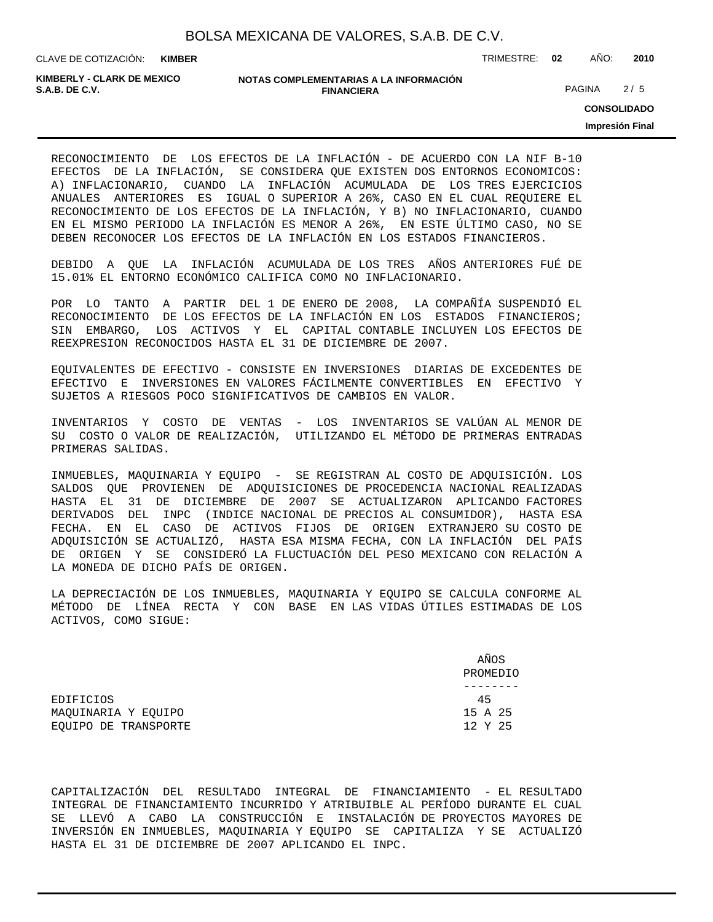RECONOCIMIENTO DE LOS EFECTOS DE LA INFLACIÓN - DE ACUERDO CON LA NIF B-10 EFECTOS DE LA INFLACIÓN, SE CONSIDERA QUE EXISTEN DOS ENTORNOS ECONOMICOS: A) INFLACIONARIO, CUANDO LA INFLACIÓN ACUMULADA DE LOS TRES EJERCICIOS ANUALES ANTERIORES ES IGUAL O SUPERIOR A 26%, CASO EN EL CUAL REQUIERE EL RECONOCIMIENTO DE LOS EFECTOS DE LA INFLACIÓN, Y B) NO INFLACIONARIO, CUANDO EN EL MISMO PERIODO LA INFLACIÓN ES MENOR A 26%, EN ESTE ÚLTIMO CASO, NO SE DEBEN RECONOCER LOS EFECTOS DE LA INFLACIÓN EN LOS ESTADOS FINANCIEROS.

DEBIDO A QUE LA INFLACIÓN ACUMULADA DE LOS TRES AÑOS ANTERIORES FUÉ DE 15.01% EL ENTORNO ECONÓMICO CALIFICA COMO NO INFLACIONARIO.

POR LO TANTO A PARTIR DEL 1 DE ENERO DE 2008, LA COMPAÑÍA SUSPENDIÓ EL RECONOCIMIENTO DE LOS EFECTOS DE LA INFLACIÓN EN LOS ESTADOS FINANCIEROS; SIN EMBARGO, LOS ACTIVOS Y EL CAPITAL CONTABLE INCLUYEN LOS EFECTOS DE REEXPRESION RECONOCIDOS HASTA EL 31 DE DICIEMBRE DE 2007.

EQUIVALENTES DE EFECTIVO - CONSISTE EN INVERSIONES DIARIAS DE EXCEDENTES DE EFECTIVO E INVERSIONES EN VALORES FÁCILMENTE CONVERTIBLES EN EFECTIVO Y SUJETOS A RIESGOS POCO SIGNIFICATIVOS DE CAMBIOS EN VALOR.

INVENTARIOS Y COSTO DE VENTAS - LOS INVENTARIOS SE VALÚAN AL MENOR DE SU COSTO O VALOR DE REALIZACIÓN, UTILIZANDO EL MÉTODO DE PRIMERAS ENTRADAS PRIMERAS SALIDAS.

INMUEBLES, MAQUINARIA Y EQUIPO - SE REGISTRAN AL COSTO DE ADQUISICIÓN. LOS SALDOS QUE PROVIENEN DE ADQUISICIONES DE PROCEDENCIA NACIONAL REALIZADAS HASTA EL 31 DE DICIEMBRE DE 2007 SE ACTUALIZARON APLICANDO FACTORES DERIVADOS DEL INPC (INDICE NACIONAL DE PRECIOS AL CONSUMIDOR), HASTA ESA FECHA. EN EL CASO DE ACTIVOS FIJOS DE ORIGEN EXTRANJERO SU COSTO DE ADQUISICIÓN SE ACTUALIZÓ, HASTA ESA MISMA FECHA, CON LA INFLACIÓN DEL PAÍS DE ORIGEN Y SE CONSIDERÓ LA FLUCTUACIÓN DEL PESO MEXICANO CON RELACIÓN A LA MONEDA DE DICHO PAÍS DE ORIGEN.

LA DEPRECIACIÓN DE LOS INMUEBLES, MAQUINARIA Y EQUIPO SE CALCULA CONFORME AL MÉTODO DE LÍNEA RECTA Y CON BASE EN LAS VIDAS ÚTILES ESTIMADAS DE LOS ACTIVOS, COMO SIGUE:

| | AÑOS PROMEDIO |
|---|---|
| EDIFICIOS | 45 |
| MAQUINARIA Y EQUIPO | 15 A 25 |
| EQUIPO DE TRANSPORTE | 12 Y 25 |

CAPITALIZACIÓN DEL RESULTADO INTEGRAL DE FINANCIAMIENTO - EL RESULTADO INTEGRAL DE FINANCIAMIENTO INCURRIDO Y ATRIBUIBLE AL PERÍODO DURANTE EL CUAL SE LLEVÓ A CABO LA CONSTRUCCIÓN E INSTALACIÓN DE PROYECTOS MAYORES DE INVERSIÓN EN INMUEBLES, MAQUINARIA Y EQUIPO SE CAPITALIZA Y SE ACTUALIZÓ HASTA EL 31 DE DICIEMBRE DE 2007 APLICANDO EL INPC.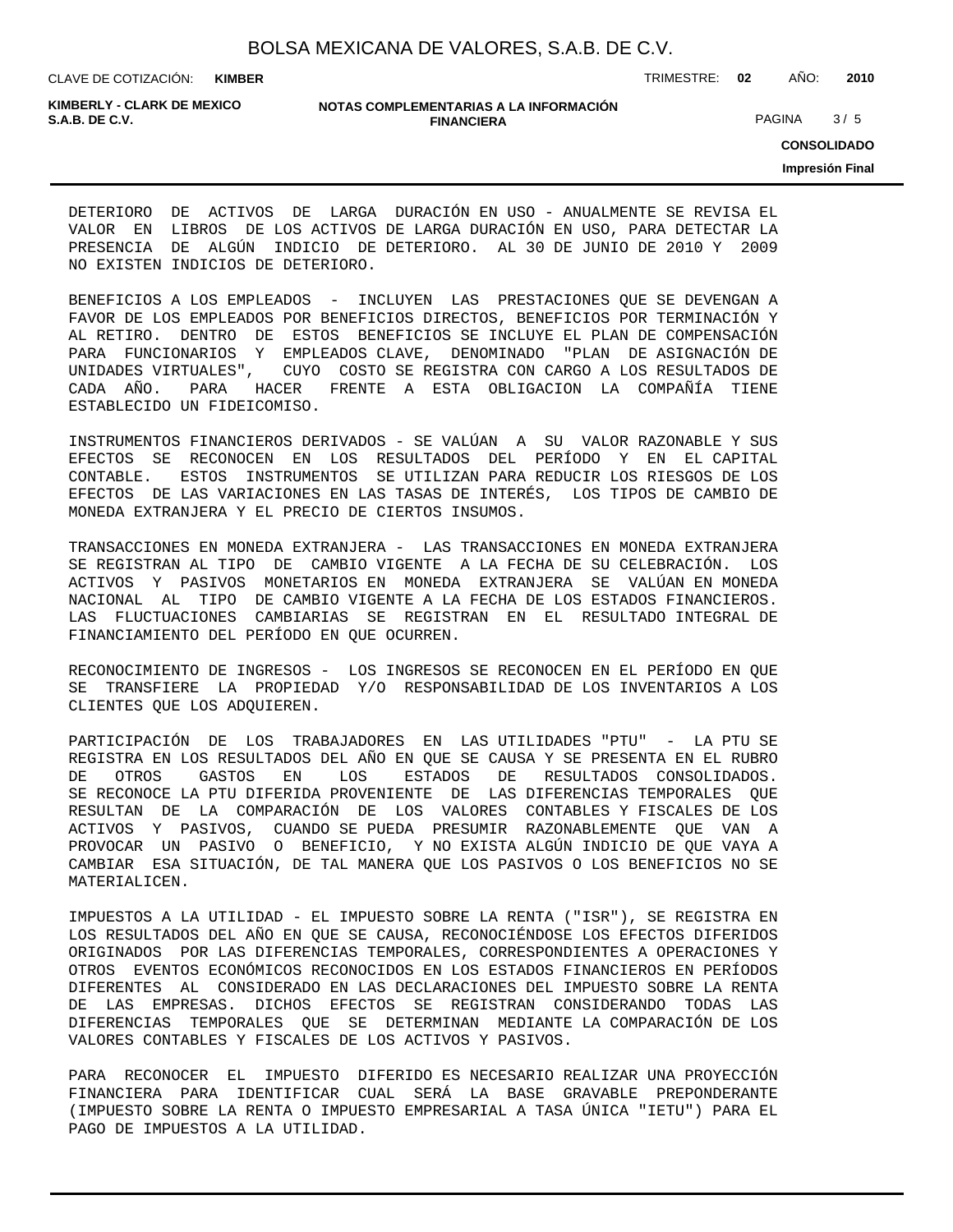DETERIORO DE ACTIVOS DE LARGA DURACIÓN EN USO - ANUALMENTE SE REVISA EL VALOR EN LIBROS DE LOS ACTIVOS DE LARGA DURACIÓN EN USO, PARA DETECTAR LA PRESENCIA DE ALGÚN INDICIO DE DETERIORO. AL 30 DE JUNIO DE 2010 Y 2009 NO EXISTEN INDICIOS DE DETERIORO.

BENEFICIOS A LOS EMPLEADOS - INCLUYEN LAS PRESTACIONES QUE SE DEVENGAN A FAVOR DE LOS EMPLEADOS POR BENEFICIOS DIRECTOS, BENEFICIOS POR TERMINACIÓN Y AL RETIRO. DENTRO DE ESTOS BENEFICIOS SE INCLUYE EL PLAN DE COMPENSACIÓN PARA FUNCIONARIOS Y EMPLEADOS CLAVE, DENOMINADO "PLAN DE ASIGNACIÓN DE UNIDADES VIRTUALES", CUYO COSTO SE REGISTRA CON CARGO A LOS RESULTADOS DE CADA AÑO. PARA HACER FRENTE A ESTA OBLIGACION LA COMPAÑÍA TIENE ESTABLECIDO UN FIDEICOMISO.

INSTRUMENTOS FINANCIEROS DERIVADOS - SE VALÚAN A SU VALOR RAZONABLE Y SUS EFECTOS SE RECONOCEN EN LOS RESULTADOS DEL PERÍODO Y EN EL CAPITAL CONTABLE. ESTOS INSTRUMENTOS SE UTILIZAN PARA REDUCIR LOS RIESGOS DE LOS EFECTOS DE LAS VARIACIONES EN LAS TASAS DE INTERÉS, LOS TIPOS DE CAMBIO DE MONEDA EXTRANJERA Y EL PRECIO DE CIERTOS INSUMOS.

TRANSACCIONES EN MONEDA EXTRANJERA - LAS TRANSACCIONES EN MONEDA EXTRANJERA SE REGISTRAN AL TIPO DE CAMBIO VIGENTE A LA FECHA DE SU CELEBRACIÓN. LOS ACTIVOS Y PASIVOS MONETARIOS EN MONEDA EXTRANJERA SE VALÚAN EN MONEDA NACIONAL AL TIPO DE CAMBIO VIGENTE A LA FECHA DE LOS ESTADOS FINANCIEROS. LAS FLUCTUACIONES CAMBIARIAS SE REGISTRAN EN EL RESULTADO INTEGRAL DE FINANCIAMIENTO DEL PERÍODO EN QUE OCURREN.

RECONOCIMIENTO DE INGRESOS - LOS INGRESOS SE RECONOCEN EN EL PERÍODO EN QUE SE TRANSFIERE LA PROPIEDAD Y/O RESPONSABILIDAD DE LOS INVENTARIOS A LOS CLIENTES QUE LOS ADQUIEREN.

PARTICIPACIÓN DE LOS TRABAJADORES EN LAS UTILIDADES "PTU" - LA PTU SE REGISTRA EN LOS RESULTADOS DEL AÑO EN QUE SE CAUSA Y SE PRESENTA EN EL RUBRO DE OTROS GASTOS EN LOS ESTADOS DE RESULTADOS CONSOLIDADOS. SE RECONOCE LA PTU DIFERIDA PROVENIENTE DE LAS DIFERENCIAS TEMPORALES QUE RESULTAN DE LA COMPARACIÓN DE LOS VALORES CONTABLES Y FISCALES DE LOS ACTIVOS Y PASIVOS, CUANDO SE PUEDA PRESUMIR RAZONABLEMENTE QUE VAN A PROVOCAR UN PASIVO O BENEFICIO, Y NO EXISTA ALGÚN INDICIO DE QUE VAYA A CAMBIAR ESA SITUACIÓN, DE TAL MANERA QUE LOS PASIVOS O LOS BENEFICIOS NO SE MATERIALICEN.

IMPUESTOS A LA UTILIDAD - EL IMPUESTO SOBRE LA RENTA ("ISR"), SE REGISTRA EN LOS RESULTADOS DEL AÑO EN QUE SE CAUSA, RECONOCIÉNDOSE LOS EFECTOS DIFERIDOS ORIGINADOS POR LAS DIFERENCIAS TEMPORALES, CORRESPONDIENTES A OPERACIONES Y OTROS EVENTOS ECONÓMICOS RECONOCIDOS EN LOS ESTADOS FINANCIEROS EN PERÍODOS DIFERENTES AL CONSIDERADO EN LAS DECLARACIONES DEL IMPUESTO SOBRE LA RENTA DE LAS EMPRESAS. DICHOS EFECTOS SE REGISTRAN CONSIDERANDO TODAS LAS DIFERENCIAS TEMPORALES QUE SE DETERMINAN MEDIANTE LA COMPARACIÓN DE LOS VALORES CONTABLES Y FISCALES DE LOS ACTIVOS Y PASIVOS.

PARA RECONOCER EL IMPUESTO DIFERIDO ES NECESARIO REALIZAR UNA PROYECCIÓN FINANCIERA PARA IDENTIFICAR CUAL SERÁ LA BASE GRAVABLE PREPONDERANTE (IMPUESTO SOBRE LA RENTA O IMPUESTO EMPRESARIAL A TASA ÚNICA "IETU") PARA EL PAGO DE IMPUESTOS A LA UTILIDAD.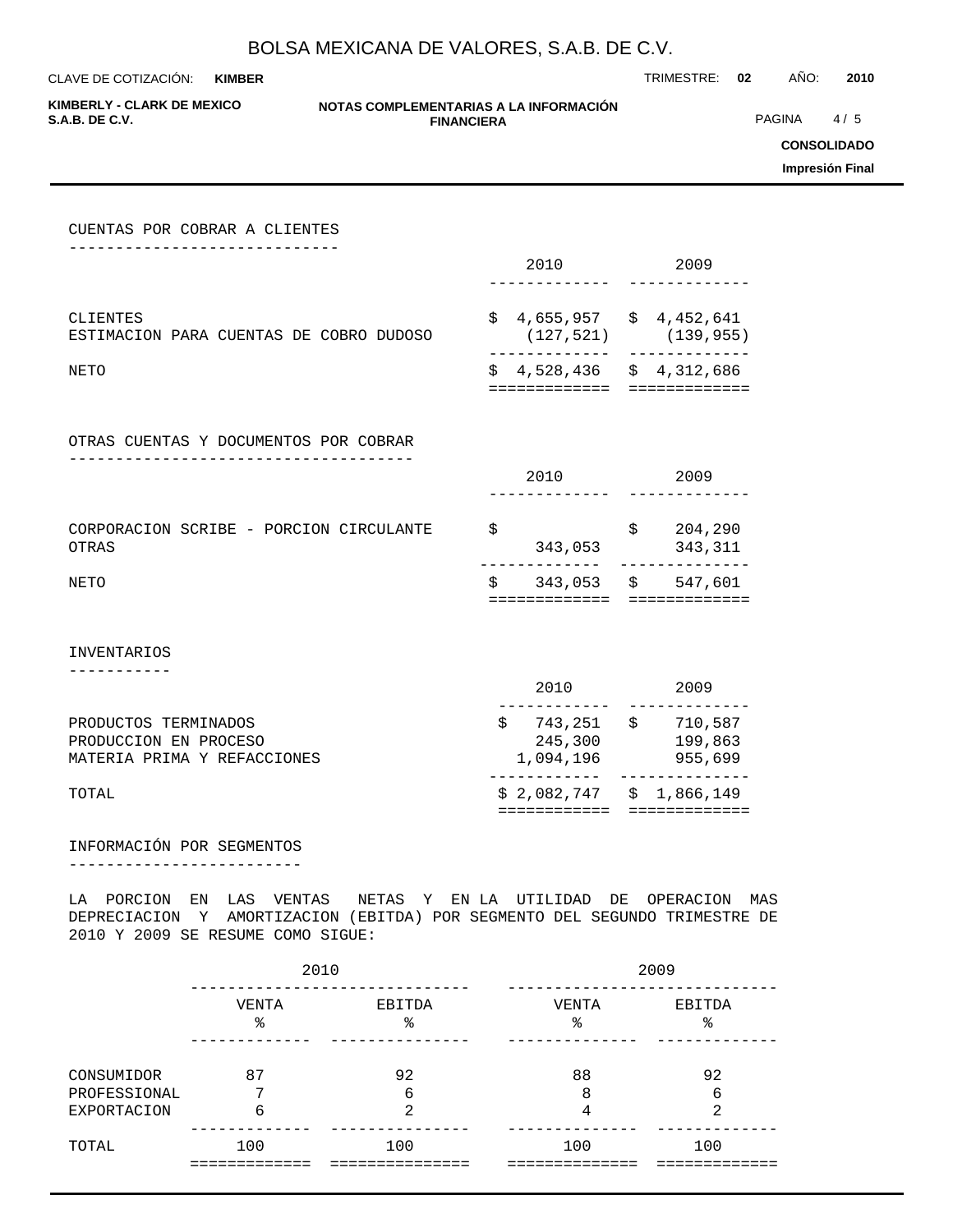## CUENTAS POR COBRAR A CLIENTES

| | 2010 | 2009 |
|---|---|---|
| CLIENTES | $ 4,655,957 | $ 4,452,641 |
| ESTIMACION PARA CUENTAS DE COBRO DUDOSO | (127,521) | (139,955) |
| NETO | $ 4,528,436 | $ 4,312,686 |

## OTRAS CUENTAS Y DOCUMENTOS POR COBRAR

| | 2010 | 2009 |
|---|---|---|
| CORPORACION SCRIBE - PORCION CIRCULANTE | $ | $ 204,290 |
| OTRAS | 343,053 | 343,311 |
| NETO | $ 343,053 | $ 547,601 |

## INVENTARIOS

| | 2010 | 2009 |
|---|---|---|
| PRODUCTOS TERMINADOS | $ 743,251 | $ 710,587 |
| PRODUCCION EN PROCESO | 245,300 | 199,863 |
| MATERIA PRIMA Y REFACCIONES | 1,094,196 | 955,699 |
| TOTAL | $ 2,082,747 | $ 1,866,149 |

## INFORMACIÓN POR SEGMENTOS

LA PORCION EN LAS VENTAS NETAS Y EN LA UTILIDAD DE OPERACION MAS DEPRECIACION Y AMORTIZACION (EBITDA) POR SEGMENTO DEL SEGUNDO TRIMESTRE DE 2010 Y 2009 SE RESUME COMO SIGUE:

| | 2010 | | 2009 | |
|---|---|---|---|---|
| | VENTA % | EBITDA % | VENTA % | EBITDA % |
| CONSUMIDOR | 87 | 92 | 88 | 92 |
| PROFESSIONAL | 7 | 6 | 8 | 6 |
| EXPORTACION | 6 | 2 | 4 | 2 |
| TOTAL | 100 | 100 | 100 | 100 |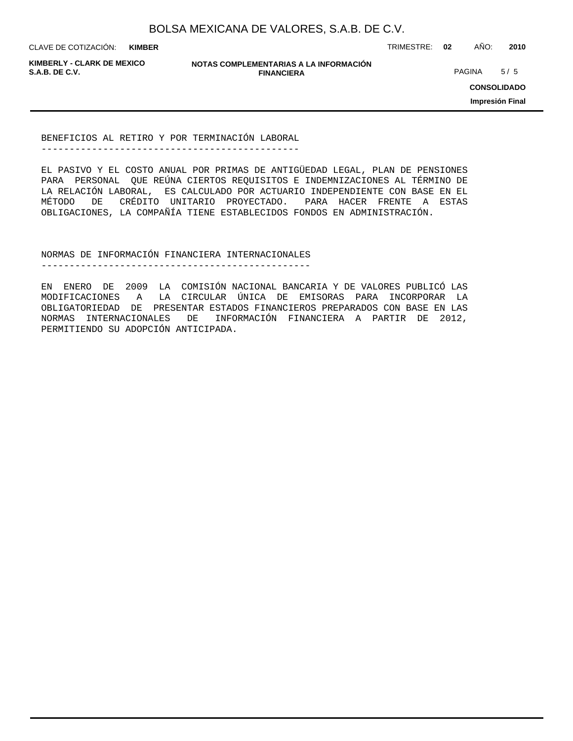## BENEFICIOS AL RETIRO Y POR TERMINACIÓN LABORAL

EL PASIVO Y EL COSTO ANUAL POR PRIMAS DE ANTIGÜEDAD LEGAL, PLAN DE PENSIONES PARA PERSONAL QUE REÚNA CIERTOS REQUISITOS E INDEMNIZACIONES AL TÉRMINO DE LA RELACIÓN LABORAL, ES CALCULADO POR ACTUARIO INDEPENDIENTE CON BASE EN EL MÉTODO DE CRÉDITO UNITARIO PROYECTADO. PARA HACER FRENTE A ESTAS OBLIGACIONES, LA COMPAÑÍA TIENE ESTABLECIDOS FONDOS EN ADMINISTRACIÓN.

## NORMAS DE INFORMACIÓN FINANCIERA INTERNACIONALES

EN ENERO DE 2009 LA COMISIÓN NACIONAL BANCARIA Y DE VALORES PUBLICÓ LAS MODIFICACIONES A LA CIRCULAR ÚNICA DE EMISORAS PARA INCORPORAR LA OBLIGATORIEDAD DE PRESENTAR ESTADOS FINANCIEROS PREPARADOS CON BASE EN LAS NORMAS INTERNACIONALES DE INFORMACIÓN FINANCIERA A PARTIR DE 2012, PERMITIENDO SU ADOPCIÓN ANTICIPADA.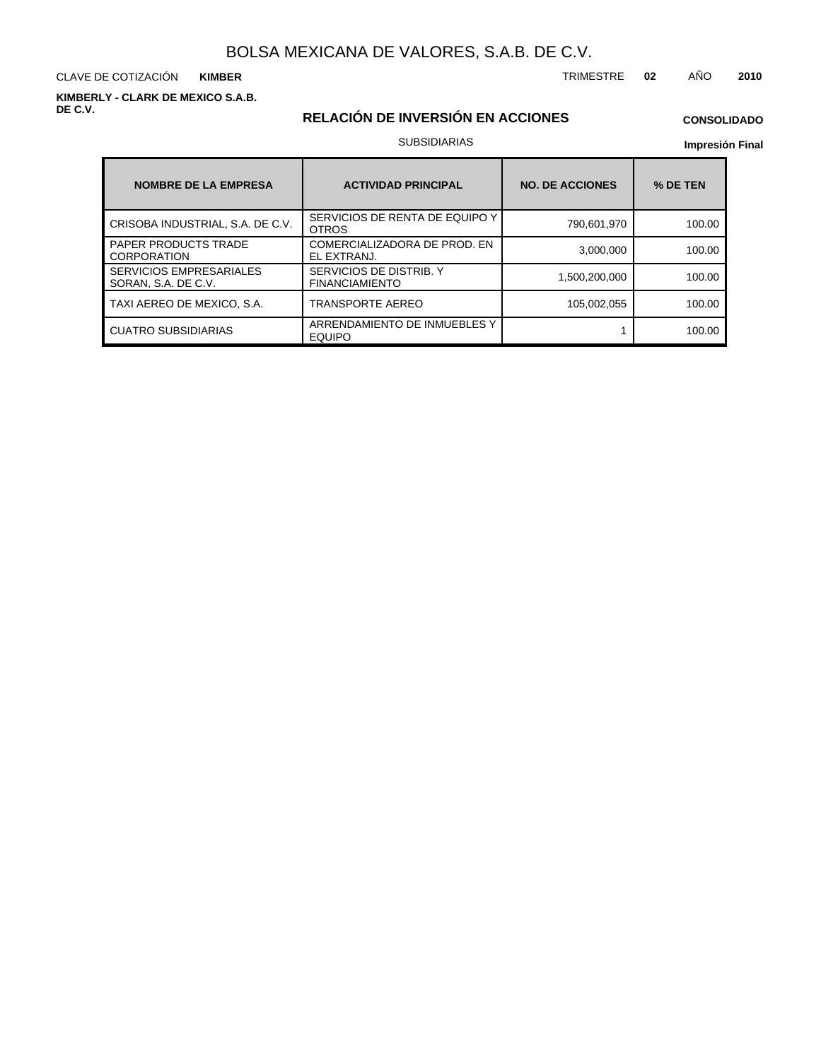# BOLSA MEXICANA DE VALORES, S.A.B. DE C.V.

CLAVE DE COTIZACIÓN **KIMBER**

TRIMESTRE **02** AÑO **2010**

**KIMBERLY - CLARK DE MEXICO S.A.B. DE C.V.**

## RELACIÓN DE INVERSIÓN EN ACCIONES

**CONSOLIDADO**

SUBSIDIARIAS

**Impresión Final**

| NOMBRE DE LA EMPRESA | ACTIVIDAD PRINCIPAL | NO. DE ACCIONES | % DE TEN |
|---|---|---|---|
| CRISOBA INDUSTRIAL, S.A. DE C.V. | SERVICIOS DE RENTA DE EQUIPO Y OTROS | 790,601,970 | 100.00 |
| PAPER PRODUCTS TRADE CORPORATION | COMERCIALIZADORA DE PROD. EN EL EXTRANJ. | 3,000,000 | 100.00 |
| SERVICIOS EMPRESARIALES SORAN, S.A. DE C.V. | SERVICIOS DE DISTRIB. Y FINANCIAMIENTO | 1,500,200,000 | 100.00 |
| TAXI AEREO DE MEXICO, S.A. | TRANSPORTE AEREO | 105,002,055 | 100.00 |
| CUATRO SUBSIDIARIAS | ARRENDAMIENTO DE INMUEBLES Y EQUIPO | 1 | 100.00 |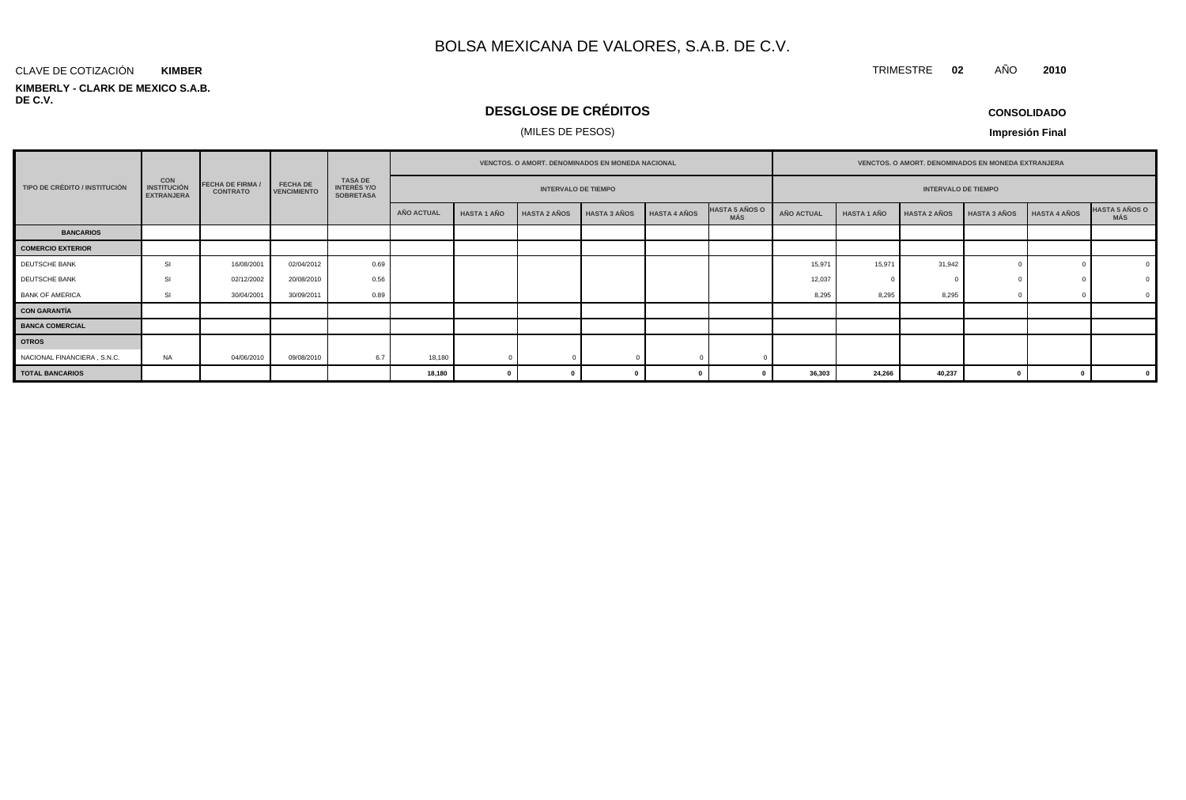# BOLSA MEXICANA DE VALORES, S.A.B. DE C.V.

CLAVE DE COTIZACIÓN **KIMBER**

TRIMESTRE **02** AÑO **2010**

**KIMBERLY - CLARK DE MEXICO S.A.B. DE C.V.**

## DESGLOSE DE CRÉDITOS

(MILES DE PESOS)

**CONSOLIDADO**

**Impresión Final**

| TIPO DE CRÉDITO / INSTITUCIÓN | CON INSTITUCIÓN EXTRANJERA | FECHA DE FIRMA / CONTRATO | FECHA DE VENCIMIENTO | TASA DE INTERÉS Y/O SOBRETASA | VENCTOS. O AMORT. DENOMINADOS EN MONEDA NACIONAL - INTERVALO DE TIEMPO | | | | | | VENCTOS. O AMORT. DENOMINADOS EN MONEDA EXTRANJERA - INTERVALO DE TIEMPO | | | | | |
|---|---|---|---|---|---|---|---|---|---|---|---|---|---|---|---|---|
| | | | | | AÑO ACTUAL | HASTA 1 AÑO | HASTA 2 AÑOS | HASTA 3 AÑOS | HASTA 4 AÑOS | HASTA 5 AÑOS O MÁS | AÑO ACTUAL | HASTA 1 AÑO | HASTA 2 AÑOS | HASTA 3 AÑOS | HASTA 4 AÑOS | HASTA 5 AÑOS O MÁS |
| **BANCARIOS** | | | | | | | | | | | | | | | | |
| **COMERCIO EXTERIOR** | | | | | | | | | | | | | | | | |
| DEUTSCHE BANK | SI | 16/08/2001 | 02/04/2012 | 0.69 | | | | | | | 15,971 | 15,971 | 31,942 | 0 | 0 | 0 |
| DEUTSCHE BANK | SI | 02/12/2002 | 20/08/2010 | 0.56 | | | | | | | 12,037 | 0 | 0 | 0 | 0 | 0 |
| BANK OF AMERICA | SI | 30/04/2001 | 30/09/2011 | 0.89 | | | | | | | 8,295 | 8,295 | 8,295 | 0 | 0 | 0 |
| **CON GARANTÍA** | | | | | | | | | | | | | | | | |
| **BANCA COMERCIAL** | | | | | | | | | | | | | | | | |
| **OTROS** | | | | | | | | | | | | | | | | |
| NACIONAL FINANCIERA , S.N.C. | NA | 04/06/2010 | 09/08/2010 | 6.7 | 18,180 | 0 | 0 | 0 | 0 | 0 | | | | | | |
| **TOTAL BANCARIOS** | | | | | **18,180** | **0** | **0** | **0** | **0** | **0** | **36,303** | **24,266** | **40,237** | **0** | **0** | **0** |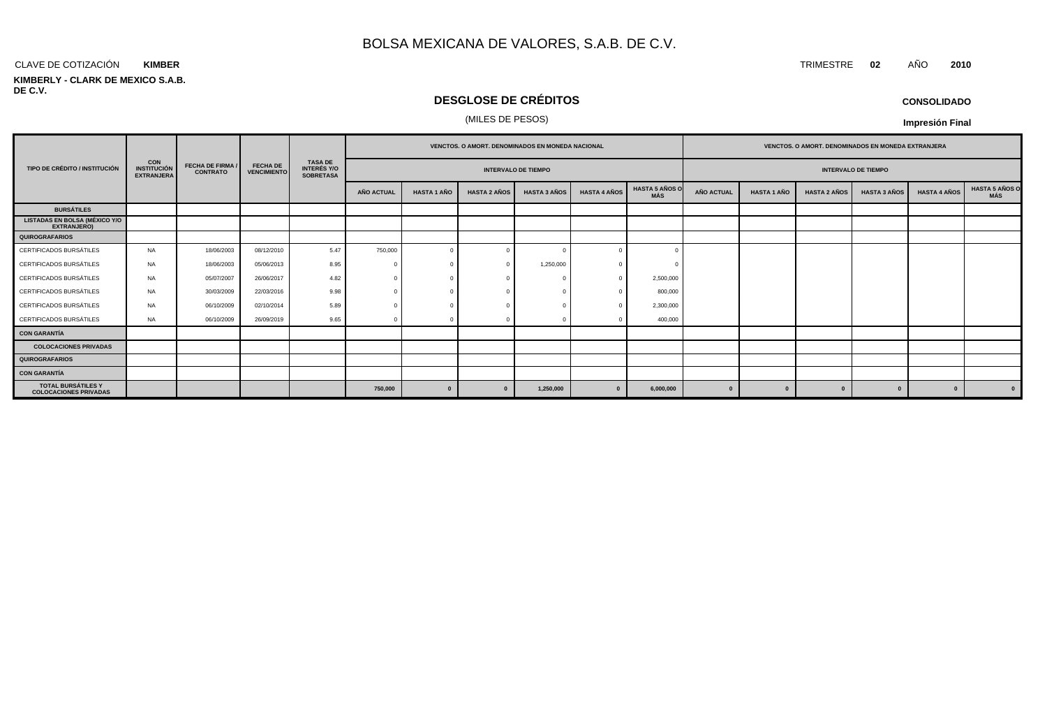# BOLSA MEXICANA DE VALORES, S.A.B. DE C.V.

CLAVE DE COTIZACIÓN **KIMBER**

TRIMESTRE **02** AÑO **2010**

**KIMBERLY - CLARK DE MEXICO S.A.B. DE C.V.**

## DESGLOSE DE CRÉDITOS

(MILES DE PESOS)

**CONSOLIDADO**

**Impresión Final**

| TIPO DE CRÉDITO / INSTITUCIÓN | CON INSTITUCIÓN EXTRANJERA | FECHA DE FIRMA / CONTRATO | FECHA DE VENCIMIENTO | TASA DE INTERÉS Y/O SOBRETASA | VENCTOS. O AMORT. DENOMINADOS EN MONEDA NACIONAL | | | | | | VENCTOS. O AMORT. DENOMINADOS EN MONEDA EXTRANJERA | | | | | |
|---|---|---|---|---|---|---|---|---|---|---|---|---|---|---|---|---|
| | | | | | INTERVALO DE TIEMPO | | | | | | INTERVALO DE TIEMPO | | | | | |
| | | | | | AÑO ACTUAL | HASTA 1 AÑO | HASTA 2 AÑOS | HASTA 3 AÑOS | HASTA 4 AÑOS | HASTA 5 AÑOS O MÁS | AÑO ACTUAL | HASTA 1 AÑO | HASTA 2 AÑOS | HASTA 3 AÑOS | HASTA 4 AÑOS | HASTA 5 AÑOS O MÁS |
| **BURSÁTILES** | | | | | | | | | | | | | | | | |
| **LISTADAS EN BOLSA (MÉXICO Y/O EXTRANJERO)** | | | | | | | | | | | | | | | | |
| **QUIROGRAFARIOS** | | | | | | | | | | | | | | | | |
| CERTIFICADOS BURSÁTILES | NA | 18/06/2003 | 08/12/2010 | 5.47 | 750,000 | 0 | 0 | 0 | 0 | 0 | | | | | | |
| CERTIFICADOS BURSÁTILES | NA | 18/06/2003 | 05/06/2013 | 8.95 | 0 | 0 | 0 | 1,250,000 | 0 | 0 | | | | | | |
| CERTIFICADOS BURSÁTILES | NA | 05/07/2007 | 26/06/2017 | 4.82 | 0 | 0 | 0 | 0 | 0 | 2,500,000 | | | | | | |
| CERTIFICADOS BURSÁTILES | NA | 30/03/2009 | 22/03/2016 | 9.98 | 0 | 0 | 0 | 0 | 0 | 800,000 | | | | | | |
| CERTIFICADOS BURSÁTILES | NA | 06/10/2009 | 02/10/2014 | 5.89 | 0 | 0 | 0 | 0 | 0 | 2,300,000 | | | | | | |
| CERTIFICADOS BURSÁTILES | NA | 06/10/2009 | 26/09/2019 | 9.65 | 0 | 0 | 0 | 0 | 0 | 400,000 | | | | | | |
| **CON GARANTÍA** | | | | | | | | | | | | | | | | |
| **COLOCACIONES PRIVADAS** | | | | | | | | | | | | | | | | |
| **QUIROGRAFARIOS** | | | | | | | | | | | | | | | | |
| **CON GARANTÍA** | | | | | | | | | | | | | | | | |
| **TOTAL BURSÁTILES Y COLOCACIONES PRIVADAS** | | | | | **750,000** | **0** | **0** | **1,250,000** | **0** | **6,000,000** | **0** | **0** | **0** | **0** | **0** | **0** |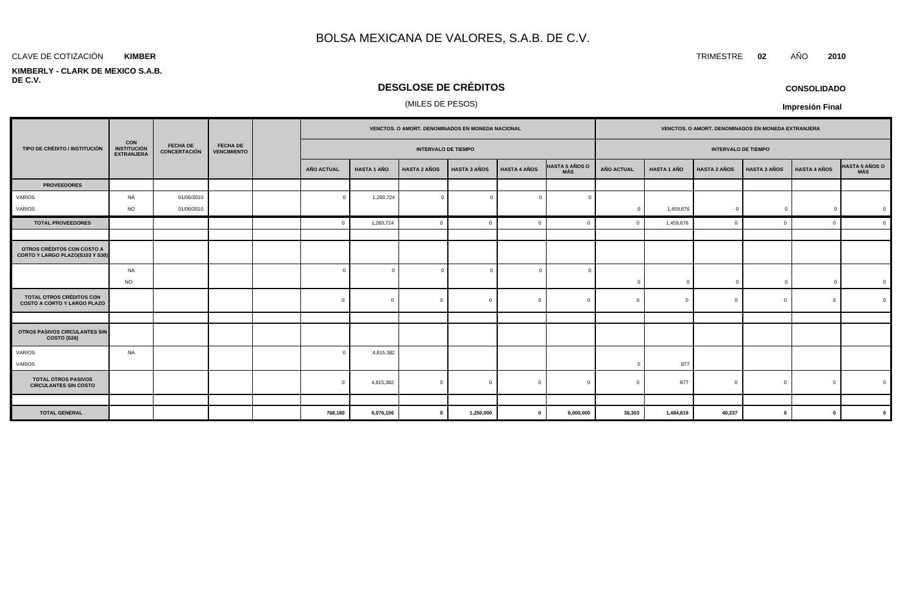# BOLSA MEXICANA DE VALORES, S.A.B. DE C.V.

CLAVE DE COTIZACIÓN **KIMBER**

TRIMESTRE **02** AÑO **2010**

**KIMBERLY - CLARK DE MEXICO S.A.B. DE C.V.**

## DESGLOSE DE CRÉDITOS

(MILES DE PESOS)

**CONSOLIDADO**

**Impresión Final**

| TIPO DE CRÉDITO / INSTITUCIÓN | CON INSTITUCIÓN EXTRANJERA | FECHA DE CONCERTACIÓN | FECHA DE VENCIMIENTO | | VENCTOS. O AMORT. DENOMINADOS EN MONEDA NACIONAL | | | | | | VENCTOS. O AMORT. DENOMINADOS EN MONEDA EXTRANJERA | | | | | |
|---|---|---|---|---|---|---|---|---|---|---|---|---|---|---|---|---|
| | | | | | INTERVALO DE TIEMPO | | | | | | INTERVALO DE TIEMPO | | | | | |
| | | | | | AÑO ACTUAL | HASTA 1 AÑO | HASTA 2 AÑOS | HASTA 3 AÑOS | HASTA 4 AÑOS | HASTA 5 AÑOS O MÁS | AÑO ACTUAL | HASTA 1 AÑO | HASTA 2 AÑOS | HASTA 3 AÑOS | HASTA 4 AÑOS | HASTA 5 AÑOS O MÁS |
| **PROVEEDORES** | | | | | | | | | | | | | | | | |
| VARIOS | NA | 01/06/2010 | | | 0 | 1,260,724 | 0 | 0 | 0 | 0 | | | | | | |
| VARIOS | NO | 01/06/2010 | | | | | | | | | 0 | 1,459,676 | 0 | 0 | 0 | 0 |
| **TOTAL PROVEEDORES** | | | | | 0 | 1,260,724 | 0 | 0 | 0 | 0 | 0 | 1,459,676 | 0 | 0 | 0 | 0 |
| | | | | | | | | | | | | | | | | |
| **OTROS CRÉDITOS CON COSTO A CORTO Y LARGO PLAZO(S103 Y S30)** | | | | | | | | | | | | | | | | |
| | NA | | | | 0 | 0 | 0 | 0 | 0 | 0 | | | | | | |
| | NO | | | | | | | | | | 0 | 0 | 0 | 0 | 0 | 0 |
| **TOTAL OTROS CRÉDITOS CON COSTO A CORTO Y LARGO PLAZO** | | | | | 0 | 0 | 0 | 0 | 0 | 0 | 0 | 0 | 0 | 0 | 0 | 0 |
| | | | | | | | | | | | | | | | | |
| **OTROS PASIVOS CIRCULANTES SIN COSTO (S26)** | | | | | | | | | | | | | | | | |
| VARIOS | NA | | | | 0 | 4,815,382 | | | | | | | | | | |
| VARIOS | | | | | | | | | | | 0 | 877 | | | | |
| **TOTAL OTROS PASIVOS CIRCULANTES SIN COSTO** | | | | | 0 | 4,815,382 | 0 | 0 | 0 | 0 | 0 | 877 | 0 | 0 | 0 | 0 |
| | | | | | | | | | | | | | | | | |
| **TOTAL GENERAL** | | | | | **768,180** | **6,076,106** | **0** | **1,250,000** | **0** | **6,000,000** | **36,303** | **1,484,819** | **40,237** | **0** | **0** | **0** |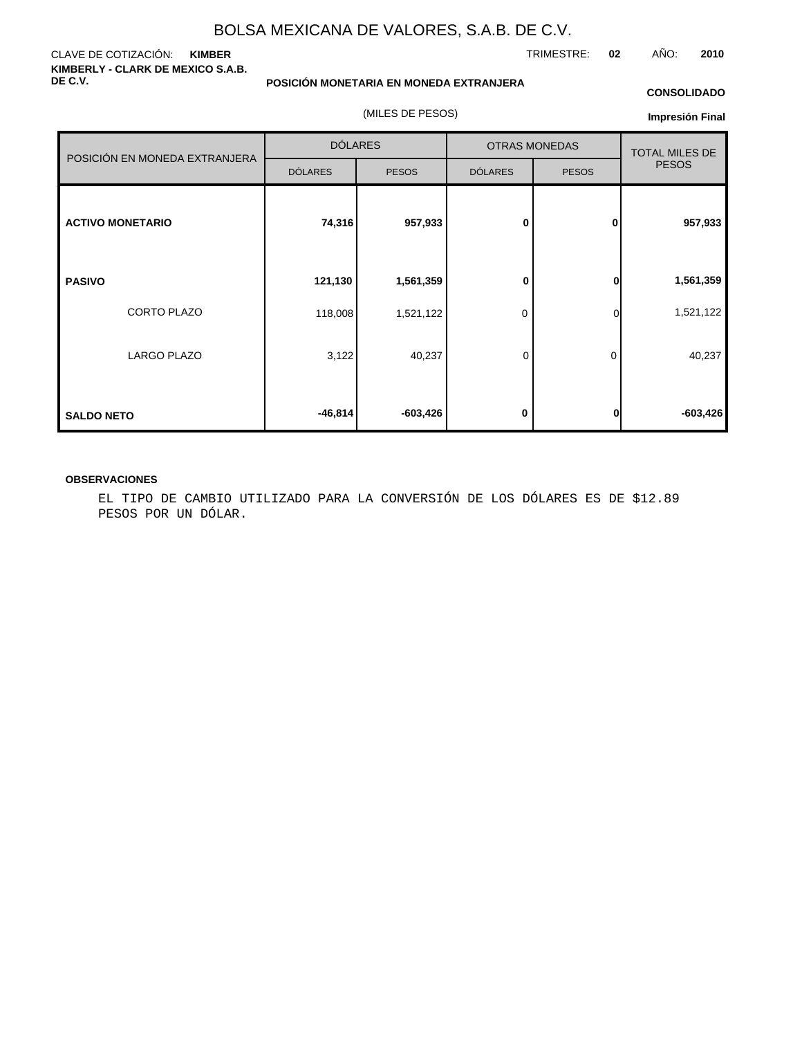# BOLSA MEXICANA DE VALORES, S.A.B. DE C.V.

CLAVE DE COTIZACIÓN: **KIMBER**

TRIMESTRE: **02** AÑO: **2010**

**KIMBERLY - CLARK DE MEXICO S.A.B. DE C.V.**

**POSICIÓN MONETARIA EN MONEDA EXTRANJERA**

**CONSOLIDADO**

(MILES DE PESOS)

**Impresión Final**

| POSICIÓN EN MONEDA EXTRANJERA | DÓLARES | | OTRAS MONEDAS | | TOTAL MILES DE PESOS |
|---|---|---|---|---|---|
| | DÓLARES | PESOS | DÓLARES | PESOS | |
| **ACTIVO MONETARIO** | **74,316** | **957,933** | **0** | **0** | **957,933** |
| **PASIVO** | **121,130** | **1,561,359** | **0** | **0** | **1,561,359** |
| CORTO PLAZO | 118,008 | 1,521,122 | 0 | 0 | 1,521,122 |
| LARGO PLAZO | 3,122 | 40,237 | 0 | 0 | 40,237 |
| **SALDO NETO** | **-46,814** | **-603,426** | **0** | **0** | **-603,426** |

**OBSERVACIONES**

EL TIPO DE CAMBIO UTILIZADO PARA LA CONVERSIÓN DE LOS DÓLARES ES DE $12.89 PESOS POR UN DÓLAR.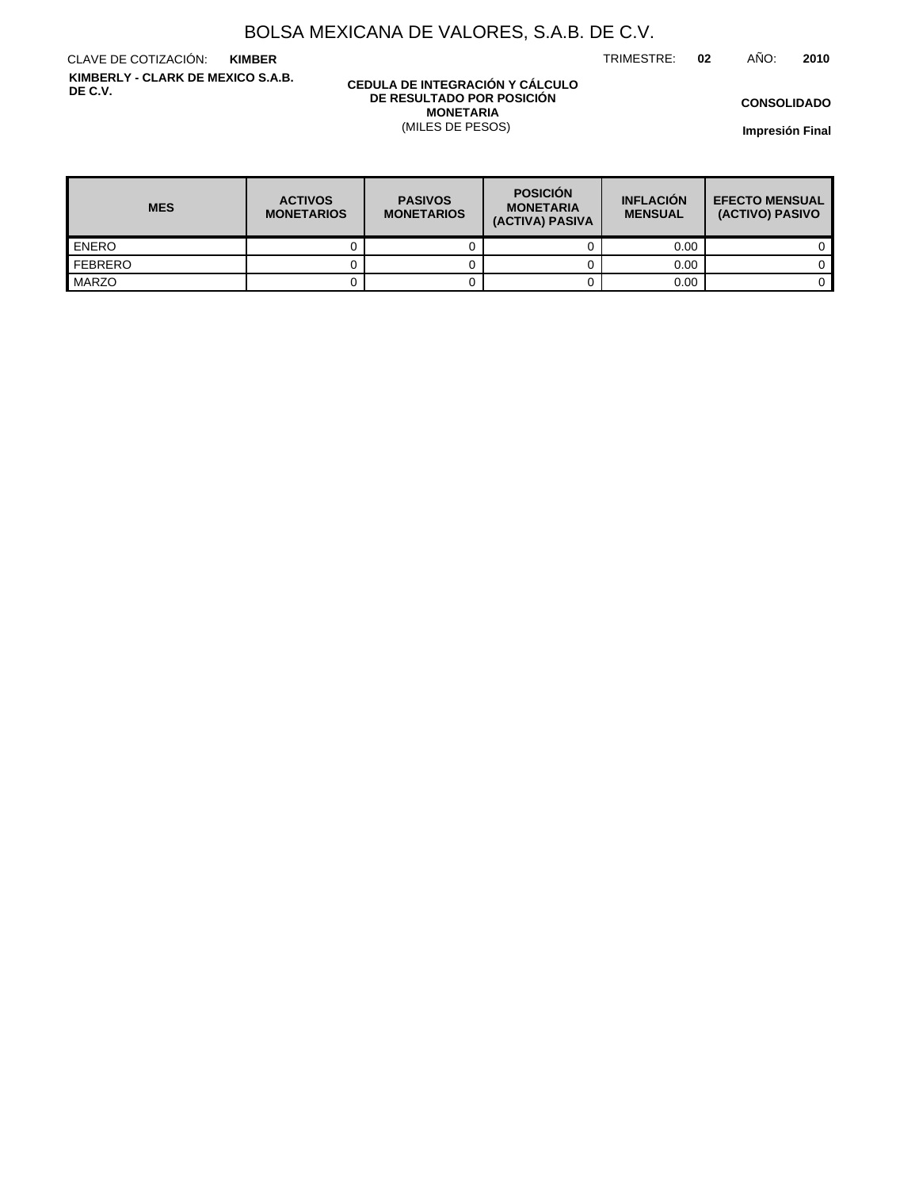# BOLSA MEXICANA DE VALORES, S.A.B. DE C.V.

CLAVE DE COTIZACIÓN: **KIMBER**

TRIMESTRE: **02** AÑO: **2010**

**KIMBERLY - CLARK DE MEXICO S.A.B. DE C.V.**

**CEDULA DE INTEGRACIÓN Y CÁLCULO DE RESULTADO POR POSICIÓN MONETARIA**
(MILES DE PESOS)

**CONSOLIDADO**

**Impresión Final**

| MES | ACTIVOS MONETARIOS | PASIVOS MONETARIOS | POSICIÓN MONETARIA (ACTIVA) PASIVA | INFLACIÓN MENSUAL | EFECTO MENSUAL (ACTIVO) PASIVO |
|---|---|---|---|---|---|
| ENERO | 0 | 0 | 0 | 0.00 | 0 |
| FEBRERO | 0 | 0 | 0 | 0.00 | 0 |
| MARZO | 0 | 0 | 0 | 0.00 | 0 |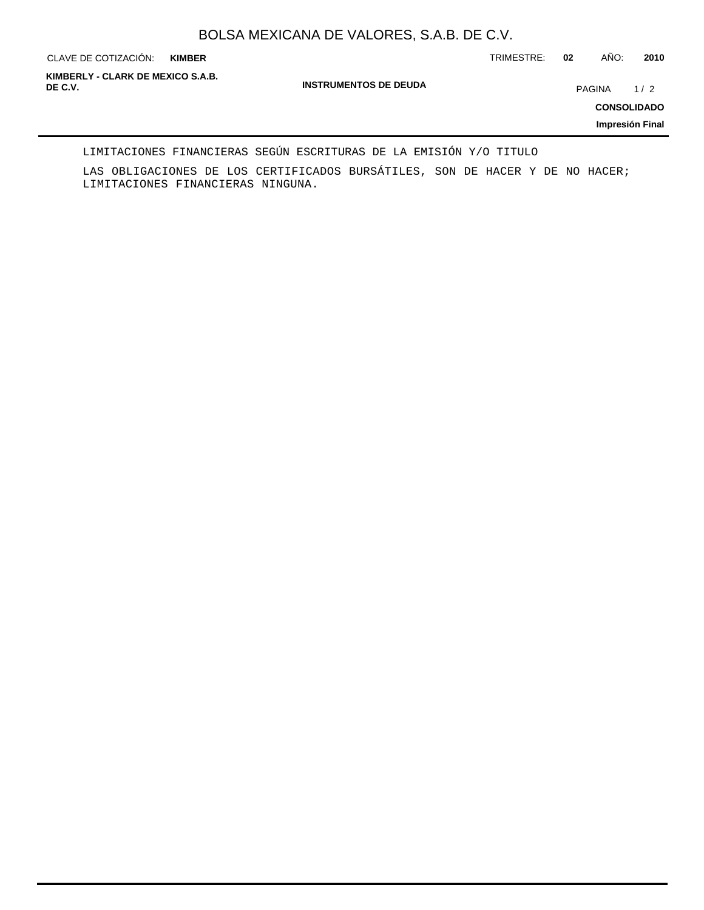LIMITACIONES FINANCIERAS SEGÚN ESCRITURAS DE LA EMISIÓN Y/O TITULO

LAS OBLIGACIONES DE LOS CERTIFICADOS BURSÁTILES, SON DE HACER Y DE NO HACER; LIMITACIONES FINANCIERAS NINGUNA.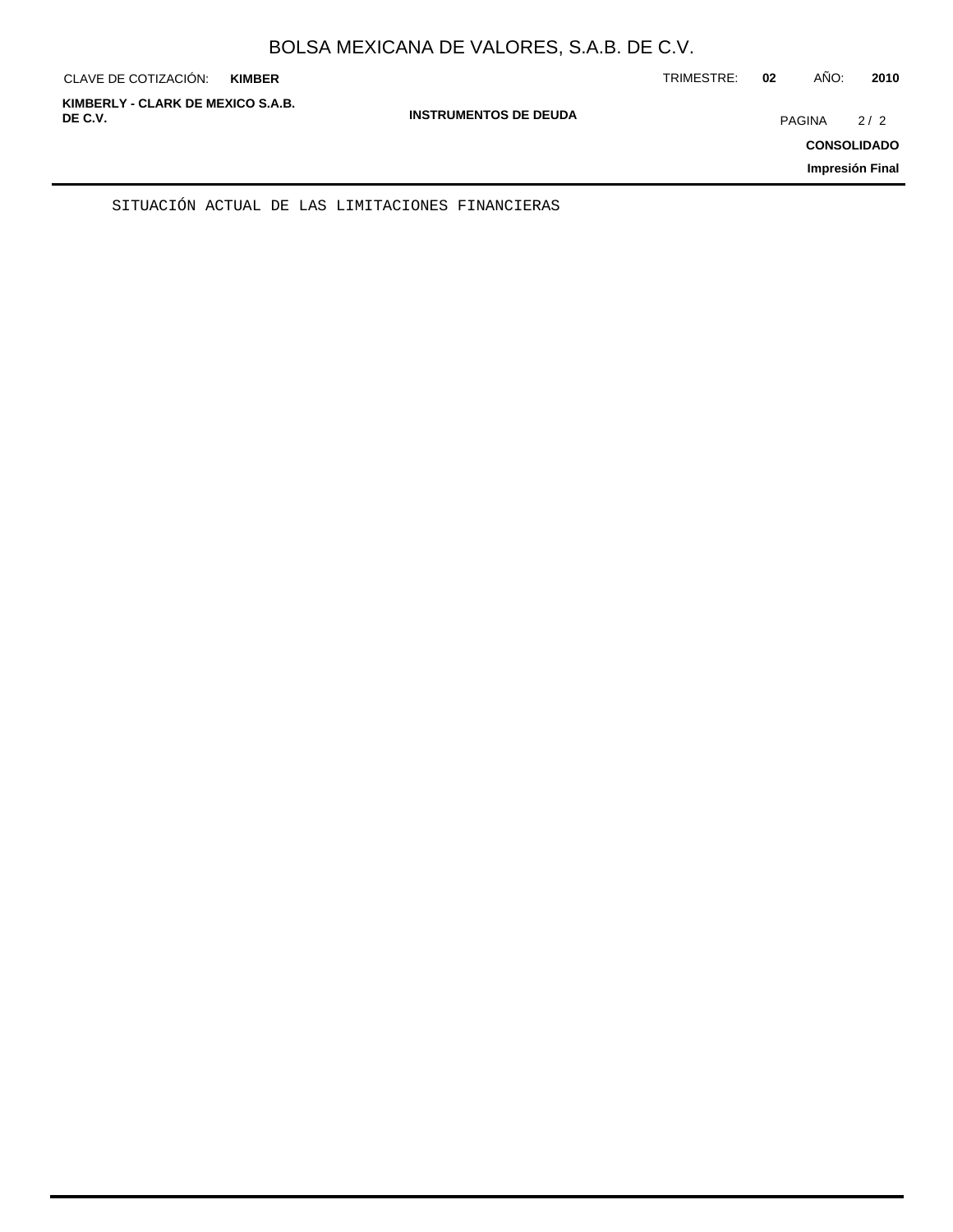SITUACIÓN ACTUAL DE LAS LIMITACIONES FINANCIERAS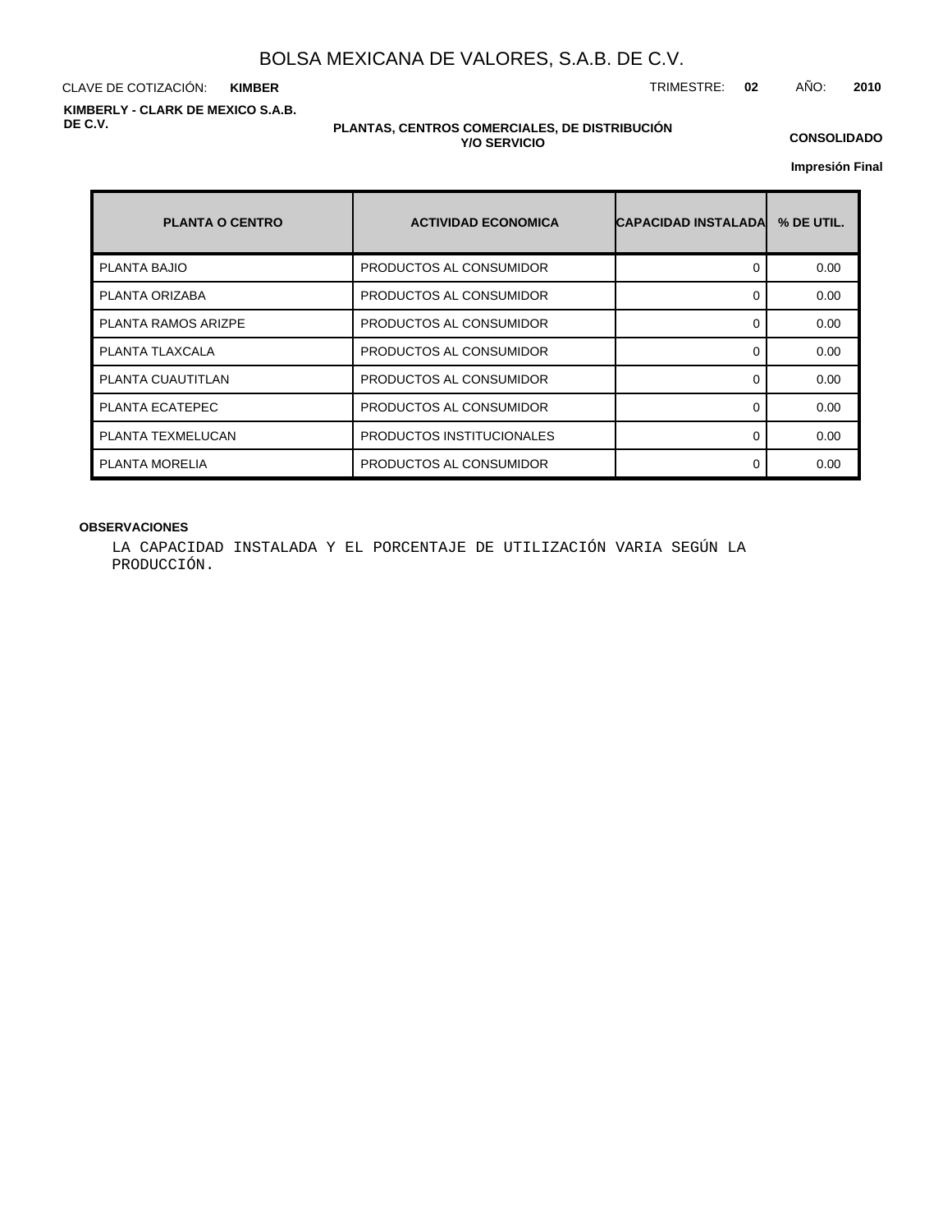# BOLSA MEXICANA DE VALORES, S.A.B. DE C.V.

CLAVE DE COTIZACIÓN: **KIMBER**

TRIMESTRE: **02** AÑO: **2010**

**KIMBERLY - CLARK DE MEXICO S.A.B. DE C.V.**

**PLANTAS, CENTROS COMERCIALES, DE DISTRIBUCIÓN Y/O SERVICIO**

**CONSOLIDADO**

**Impresión Final**

| PLANTA O CENTRO | ACTIVIDAD ECONOMICA | CAPACIDAD INSTALADA | % DE UTIL. |
|---|---|---|---|
| PLANTA BAJIO | PRODUCTOS AL CONSUMIDOR | 0 | 0.00 |
| PLANTA ORIZABA | PRODUCTOS AL CONSUMIDOR | 0 | 0.00 |
| PLANTA RAMOS ARIZPE | PRODUCTOS AL CONSUMIDOR | 0 | 0.00 |
| PLANTA TLAXCALA | PRODUCTOS AL CONSUMIDOR | 0 | 0.00 |
| PLANTA CUAUTITLAN | PRODUCTOS AL CONSUMIDOR | 0 | 0.00 |
| PLANTA ECATEPEC | PRODUCTOS AL CONSUMIDOR | 0 | 0.00 |
| PLANTA TEXMELUCAN | PRODUCTOS INSTITUCIONALES | 0 | 0.00 |
| PLANTA MORELIA | PRODUCTOS AL CONSUMIDOR | 0 | 0.00 |

**OBSERVACIONES**

LA CAPACIDAD INSTALADA Y EL PORCENTAJE DE UTILIZACIÓN VARIA SEGÚN LA PRODUCCIÓN.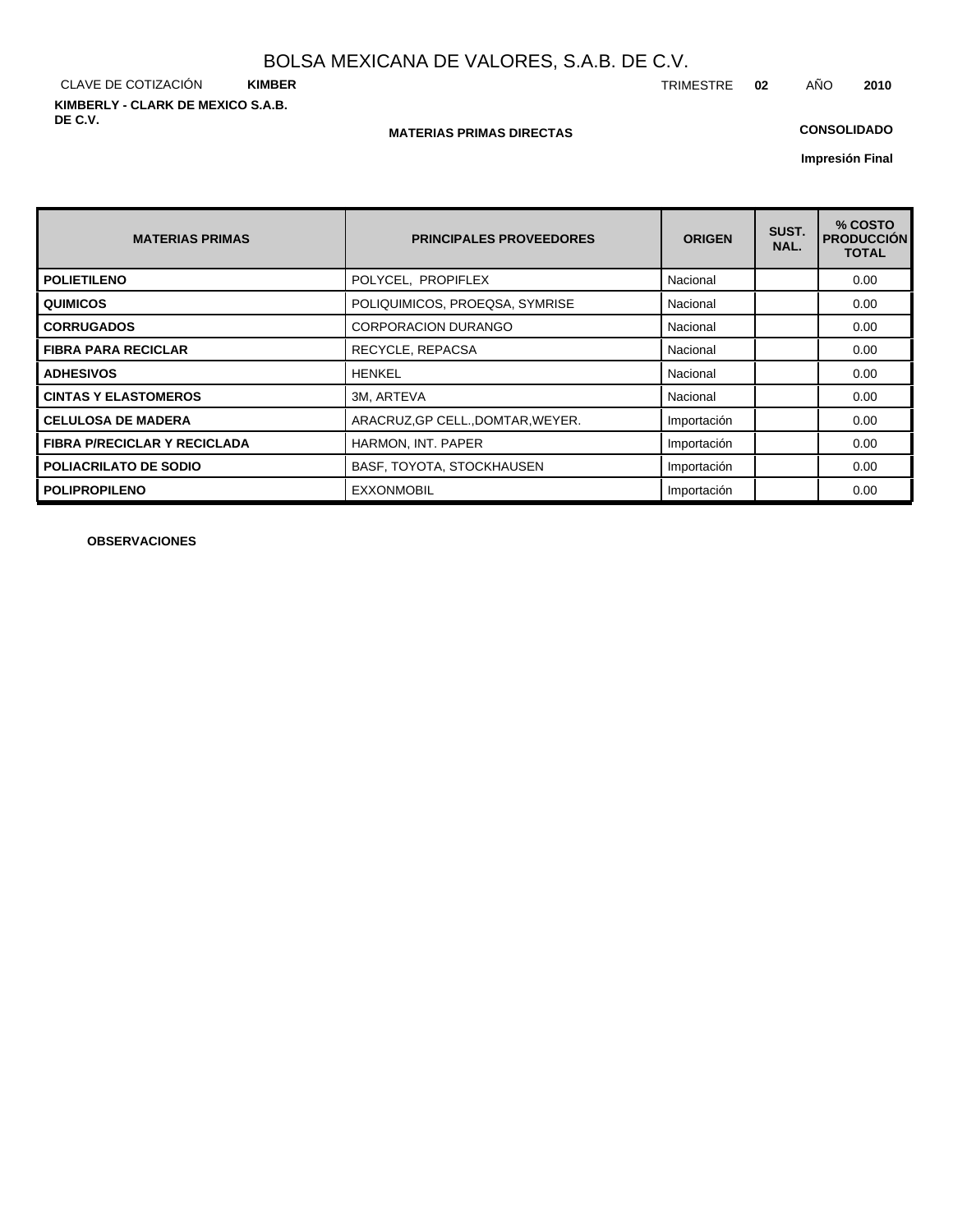BOLSA MEXICANA DE VALORES, S.A.B. DE C.V.

CLAVE DE COTIZACIÓN **KIMBER**

TRIMESTRE **02** AÑO **2010**

**KIMBERLY - CLARK DE MEXICO S.A.B. DE C.V.**

**MATERIAS PRIMAS DIRECTAS**

**CONSOLIDADO**

**Impresión Final**

| MATERIAS PRIMAS | PRINCIPALES PROVEEDORES | ORIGEN | SUST. NAL. | % COSTO PRODUCCIÓN TOTAL |
|---|---|---|---|---|
| **POLIETILENO** | POLYCEL, PROPIFLEX | Nacional | | 0.00 |
| **QUIMICOS** | POLIQUIMICOS, PROEQSA, SYMRISE | Nacional | | 0.00 |
| **CORRUGADOS** | CORPORACION DURANGO | Nacional | | 0.00 |
| **FIBRA PARA RECICLAR** | RECYCLE, REPACSA | Nacional | | 0.00 |
| **ADHESIVOS** | HENKEL | Nacional | | 0.00 |
| **CINTAS Y ELASTOMEROS** | 3M, ARTEVA | Nacional | | 0.00 |
| **CELULOSA DE MADERA** | ARACRUZ,GP CELL.,DOMTAR,WEYER. | Importación | | 0.00 |
| **FIBRA P/RECICLAR Y RECICLADA** | HARMON, INT. PAPER | Importación | | 0.00 |
| **POLIACRILATO DE SODIO** | BASF, TOYOTA, STOCKHAUSEN | Importación | | 0.00 |
| **POLIPROPILENO** | EXXONMOBIL | Importación | | 0.00 |

**OBSERVACIONES**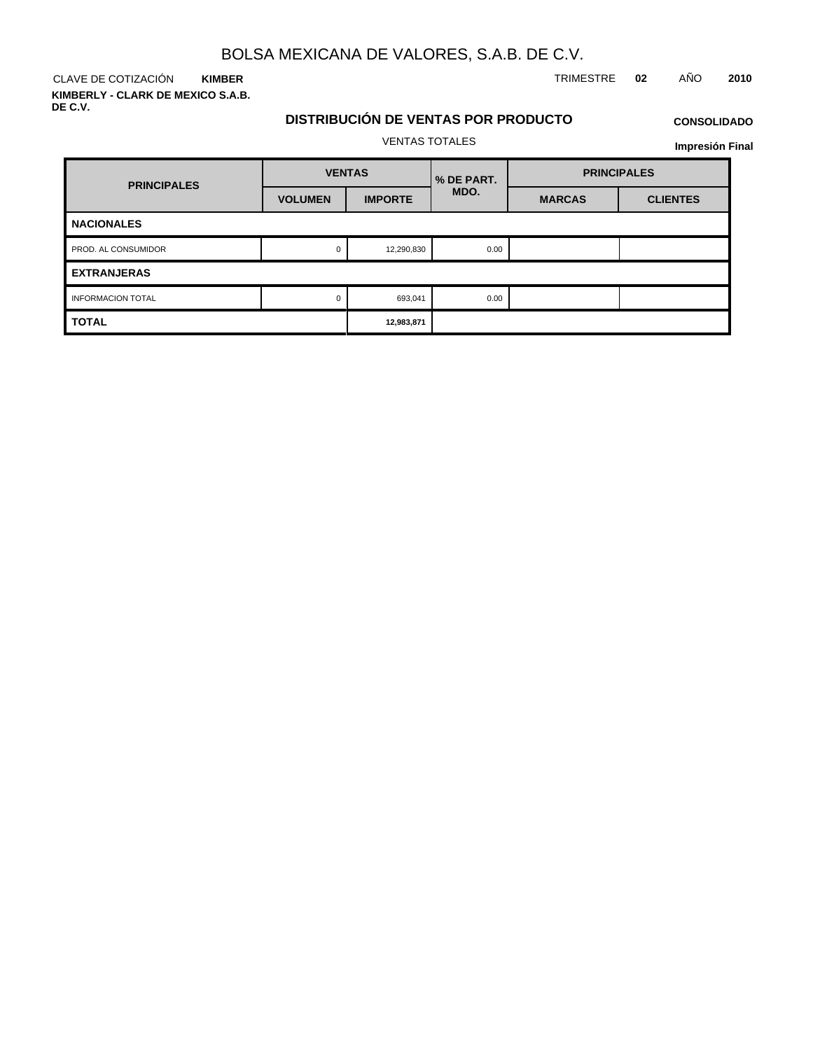# BOLSA MEXICANA DE VALORES, S.A.B. DE C.V.

CLAVE DE COTIZACIÓN **KIMBER** TRIMESTRE **02** AÑO **2010**

**KIMBERLY - CLARK DE MEXICO S.A.B. DE C.V.**

## DISTRIBUCIÓN DE VENTAS POR PRODUCTO

**CONSOLIDADO**

VENTAS TOTALES

**Impresión Final**

| PRINCIPALES | VENTAS | | % DE PART. MDO. | PRINCIPALES | |
|---|---|---|---|---|---|
| | VOLUMEN | IMPORTE | | MARCAS | CLIENTES |
| **NACIONALES** | | | | | |
| PROD. AL CONSUMIDOR | 0 | 12,290,830 | 0.00 | | |
| **EXTRANJERAS** | | | | | |
| INFORMACION TOTAL | 0 | 693,041 | 0.00 | | |
| **TOTAL** | | **12,983,871** | | | |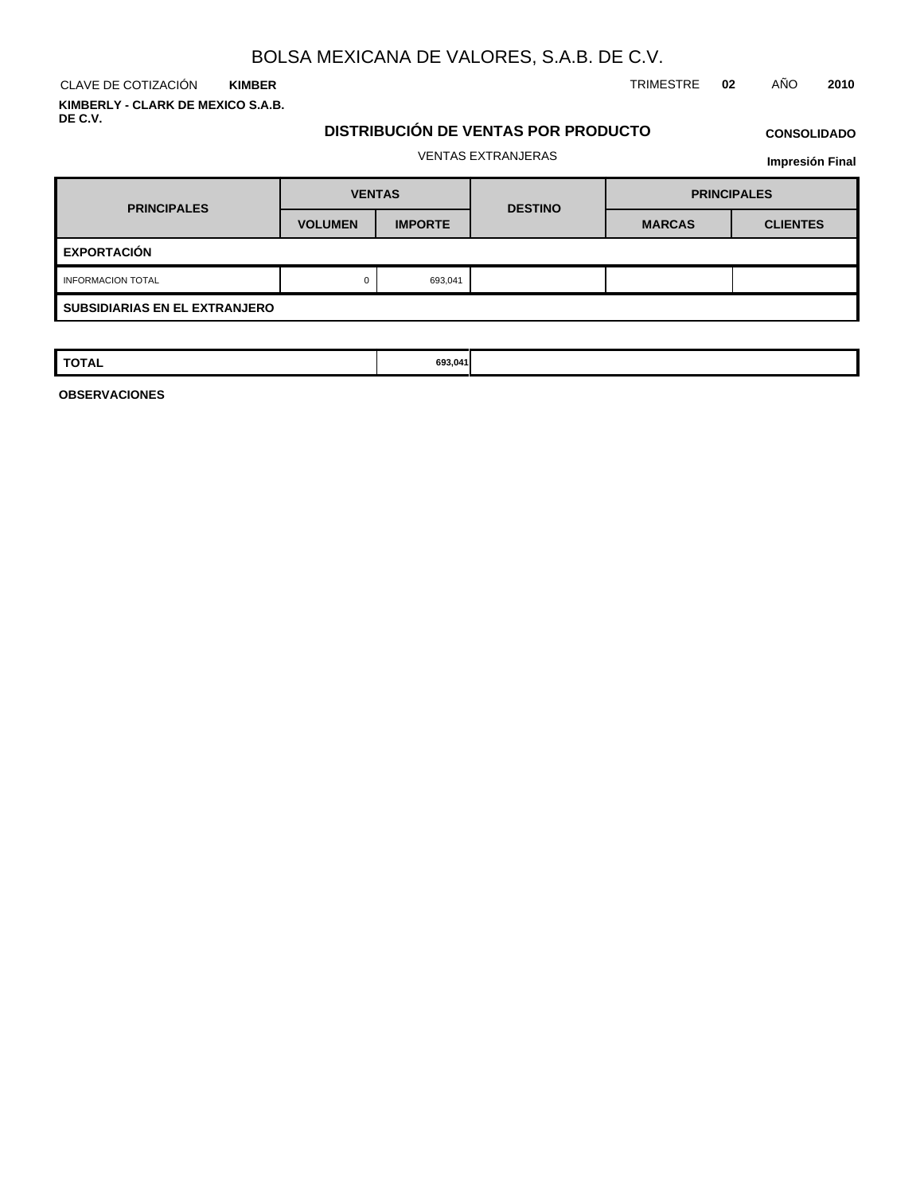# BOLSA MEXICANA DE VALORES, S.A.B. DE C.V.

CLAVE DE COTIZACIÓN **KIMBER** TRIMESTRE **02** AÑO **2010**

**KIMBERLY - CLARK DE MEXICO S.A.B. DE C.V.**

## DISTRIBUCIÓN DE VENTAS POR PRODUCTO

**CONSOLIDADO**

VENTAS EXTRANJERAS

**Impresión Final**

| PRINCIPALES | VENTAS | | DESTINO | PRINCIPALES | |
|---|---|---|---|---|---|
| | VOLUMEN | IMPORTE | | MARCAS | CLIENTES |
| **EXPORTACIÓN** | | | | | |
| INFORMACION TOTAL | 0 | 693,041 | | | |
| **SUBSIDIARIAS EN EL EXTRANJERO** | | | | | |
| **TOTAL** | | **693,041** | | | |

**OBSERVACIONES**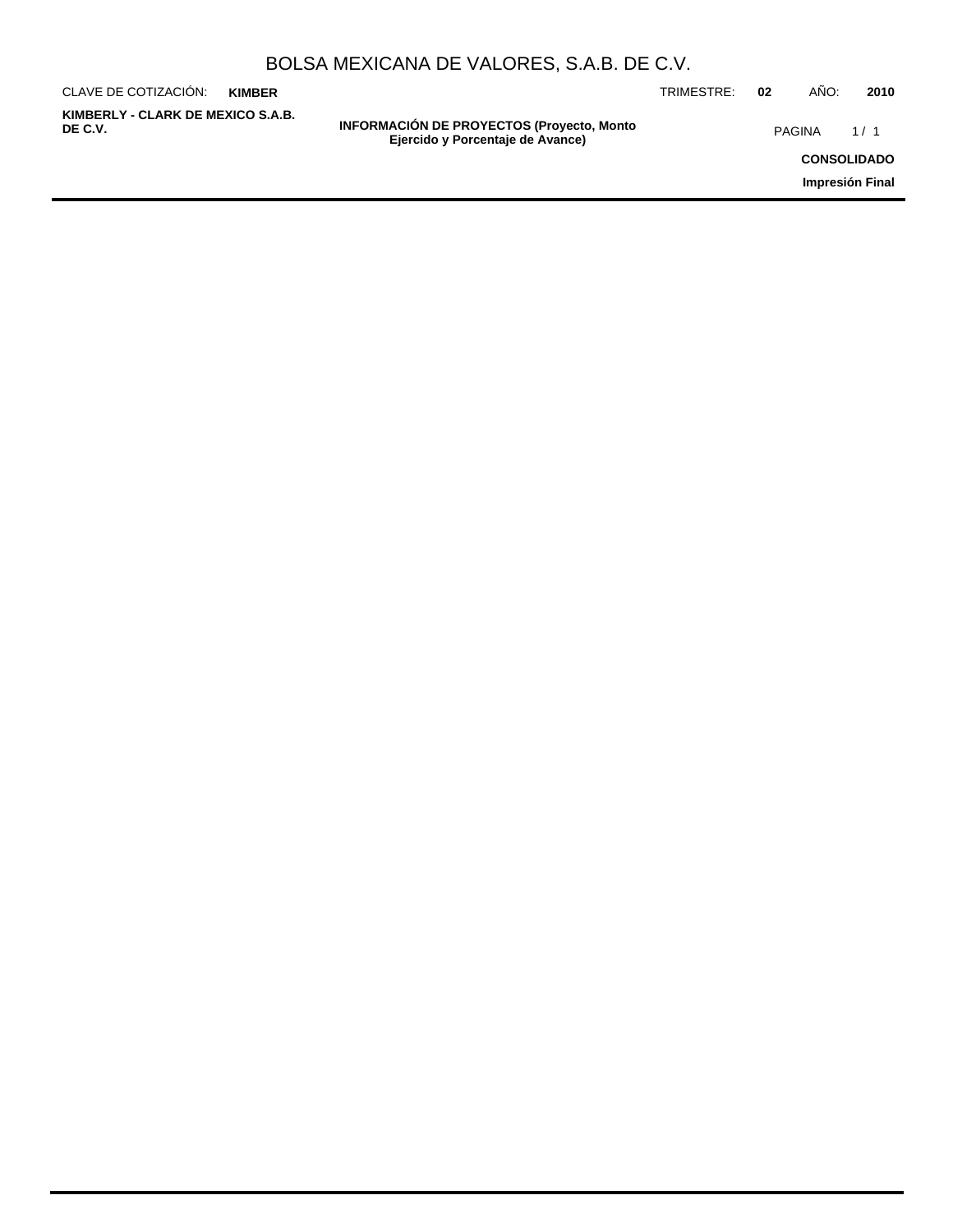# INFORMACIÓN DE PROYECTOS (Proyecto, Monto Ejercido y Porcentaje de Avance)

CONSOLIDADO

Impresión Final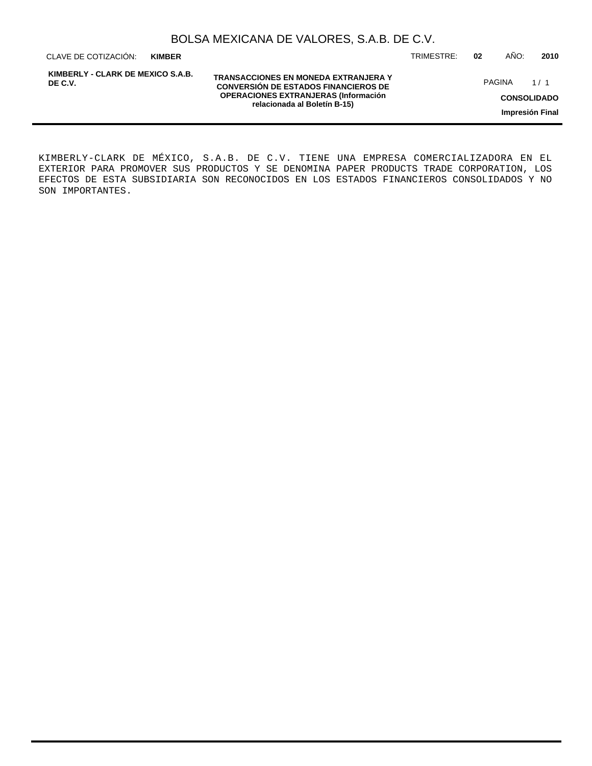## TRANSACCIONES EN MONEDA EXTRANJERA Y CONVERSIÓN DE ESTADOS FINANCIEROS DE OPERACIONES EXTRANJERAS (Información relacionada al Boletín B-15)

KIMBERLY-CLARK DE MÉXICO, S.A.B. DE C.V. TIENE UNA EMPRESA COMERCIALIZADORA EN EL EXTERIOR PARA PROMOVER SUS PRODUCTOS Y SE DENOMINA PAPER PRODUCTS TRADE CORPORATION, LOS EFECTOS DE ESTA SUBSIDIARIA SON RECONOCIDOS EN LOS ESTADOS FINANCIEROS CONSOLIDADOS Y NO SON IMPORTANTES.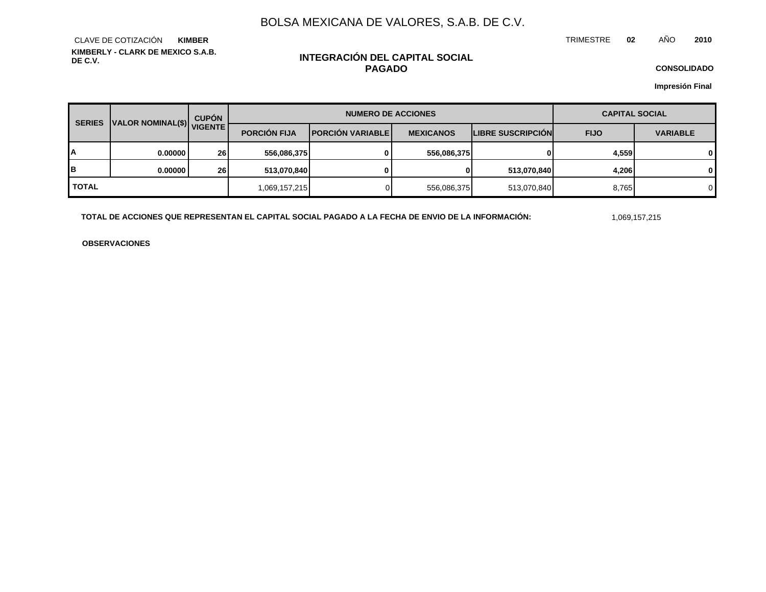# BOLSA MEXICANA DE VALORES, S.A.B. DE C.V.

CLAVE DE COTIZACIÓN **KIMBER**

TRIMESTRE **02** AÑO **2010**

**KIMBERLY - CLARK DE MEXICO S.A.B. DE C.V.**

## INTEGRACIÓN DEL CAPITAL SOCIAL PAGADO

**CONSOLIDADO**

**Impresión Final**

| SERIES | VALOR NOMINAL($) | CUPÓN VIGENTE | NUMERO DE ACCIONES | | | | CAPITAL SOCIAL | |
|---|---|---|---|---|---|---|---|---|
| | | | PORCIÓN FIJA | PORCIÓN VARIABLE | MEXICANOS | LIBRE SUSCRIPCIÓN | FIJO | VARIABLE |
| **A** | **0.00000** | **26** | **556,086,375** | **0** | **556,086,375** | **0** | **4,559** | **0** |
| **B** | **0.00000** | **26** | **513,070,840** | **0** | **0** | **513,070,840** | **4,206** | **0** |
| **TOTAL** | | | 1,069,157,215 | 0 | 556,086,375 | 513,070,840 | 8,765 | 0 |

**TOTAL DE ACCIONES QUE REPRESENTAN EL CAPITAL SOCIAL PAGADO A LA FECHA DE ENVIO DE LA INFORMACIÓN:** 1,069,157,215

**OBSERVACIONES**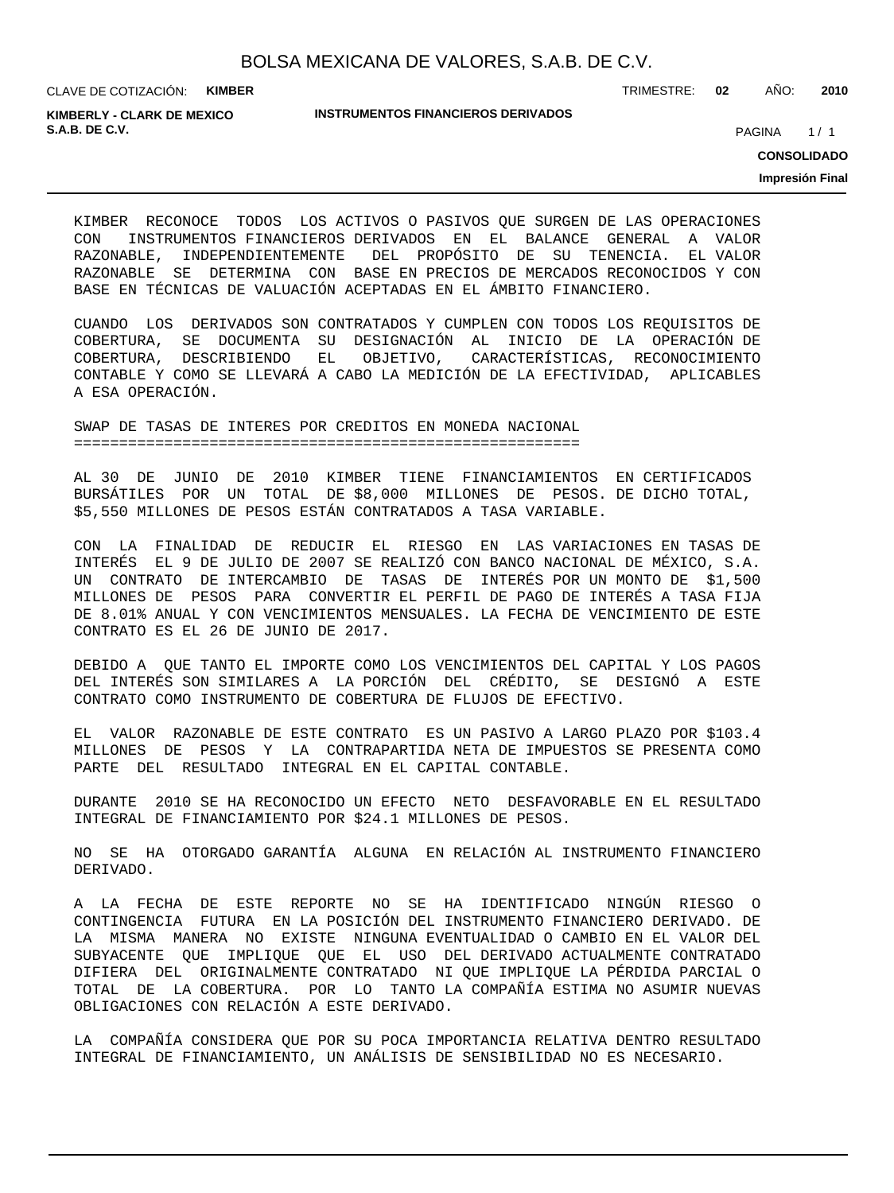KIMBER RECONOCE TODOS LOS ACTIVOS O PASIVOS QUE SURGEN DE LAS OPERACIONES CON INSTRUMENTOS FINANCIEROS DERIVADOS EN EL BALANCE GENERAL A VALOR RAZONABLE, INDEPENDIENTEMENTE DEL PROPÓSITO DE SU TENENCIA. EL VALOR RAZONABLE SE DETERMINA CON BASE EN PRECIOS DE MERCADOS RECONOCIDOS Y CON BASE EN TÉCNICAS DE VALUACIÓN ACEPTADAS EN EL ÁMBITO FINANCIERO.

CUANDO LOS DERIVADOS SON CONTRATADOS Y CUMPLEN CON TODOS LOS REQUISITOS DE COBERTURA, SE DOCUMENTA SU DESIGNACIÓN AL INICIO DE LA OPERACIÓN DE COBERTURA, DESCRIBIENDO EL OBJETIVO, CARACTERÍSTICAS, RECONOCIMIENTO CONTABLE Y COMO SE LLEVARÁ A CABO LA MEDICIÓN DE LA EFECTIVIDAD, APLICABLES A ESA OPERACIÓN.

## SWAP DE TASAS DE INTERES POR CREDITOS EN MONEDA NACIONAL

AL 30 DE JUNIO DE 2010 KIMBER TIENE FINANCIAMIENTOS EN CERTIFICADOS BURSÁTILES POR UN TOTAL DE $8,000 MILLONES DE PESOS. DE DICHO TOTAL, $5,550 MILLONES DE PESOS ESTÁN CONTRATADOS A TASA VARIABLE.

CON LA FINALIDAD DE REDUCIR EL RIESGO EN LAS VARIACIONES EN TASAS DE INTERÉS EL 9 DE JULIO DE 2007 SE REALIZÓ CON BANCO NACIONAL DE MÉXICO, S.A. UN CONTRATO DE INTERCAMBIO DE TASAS DE INTERÉS POR UN MONTO DE $1,500 MILLONES DE PESOS PARA CONVERTIR EL PERFIL DE PAGO DE INTERÉS A TASA FIJA DE 8.01% ANUAL Y CON VENCIMIENTOS MENSUALES. LA FECHA DE VENCIMIENTO DE ESTE CONTRATO ES EL 26 DE JUNIO DE 2017.

DEBIDO A QUE TANTO EL IMPORTE COMO LOS VENCIMIENTOS DEL CAPITAL Y LOS PAGOS DEL INTERÉS SON SIMILARES A LA PORCIÓN DEL CRÉDITO, SE DESIGNÓ A ESTE CONTRATO COMO INSTRUMENTO DE COBERTURA DE FLUJOS DE EFECTIVO.

EL VALOR RAZONABLE DE ESTE CONTRATO ES UN PASIVO A LARGO PLAZO POR $103.4 MILLONES DE PESOS Y LA CONTRAPARTIDA NETA DE IMPUESTOS SE PRESENTA COMO PARTE DEL RESULTADO INTEGRAL EN EL CAPITAL CONTABLE.

DURANTE 2010 SE HA RECONOCIDO UN EFECTO NETO DESFAVORABLE EN EL RESULTADO INTEGRAL DE FINANCIAMIENTO POR $24.1 MILLONES DE PESOS.

NO SE HA OTORGADO GARANTÍA ALGUNA EN RELACIÓN AL INSTRUMENTO FINANCIERO DERIVADO.

A LA FECHA DE ESTE REPORTE NO SE HA IDENTIFICADO NINGÚN RIESGO O CONTINGENCIA FUTURA EN LA POSICIÓN DEL INSTRUMENTO FINANCIERO DERIVADO. DE LA MISMA MANERA NO EXISTE NINGUNA EVENTUALIDAD O CAMBIO EN EL VALOR DEL SUBYACENTE QUE IMPLIQUE QUE EL USO DEL DERIVADO ACTUALMENTE CONTRATADO DIFIERA DEL ORIGINALMENTE CONTRATADO NI QUE IMPLIQUE LA PÉRDIDA PARCIAL O TOTAL DE LA COBERTURA. POR LO TANTO LA COMPAÑÍA ESTIMA NO ASUMIR NUEVAS OBLIGACIONES CON RELACIÓN A ESTE DERIVADO.

LA COMPAÑÍA CONSIDERA QUE POR SU POCA IMPORTANCIA RELATIVA DENTRO RESULTADO INTEGRAL DE FINANCIAMIENTO, UN ANÁLISIS DE SENSIBILIDAD NO ES NECESARIO.